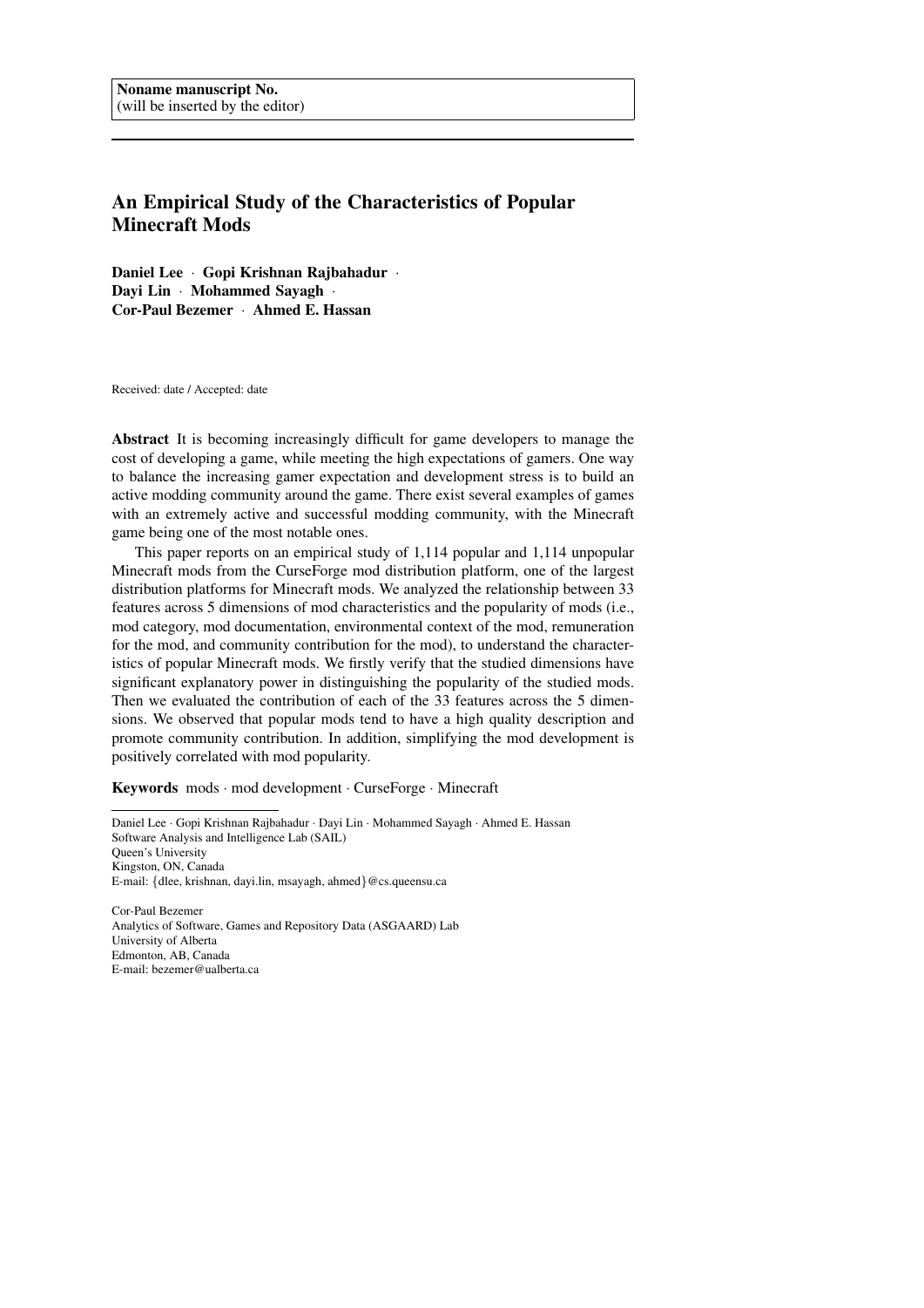Noname manuscript No.
(will be inserted by the editor)

# An Empirical Study of the Characteristics of Popular Minecraft Mods

**Daniel Lee** · **Gopi Krishnan Rajbahadur** · **Dayi Lin** · **Mohammed Sayagh** · **Cor-Paul Bezemer** · **Ahmed E. Hassan**

Received: date / Accepted: date

**Abstract** It is becoming increasingly difficult for game developers to manage the cost of developing a game, while meeting the high expectations of gamers. One way to balance the increasing gamer expectation and development stress is to build an active modding community around the game. There exist several examples of games with an extremely active and successful modding community, with the Minecraft game being one of the most notable ones.

This paper reports on an empirical study of 1,114 popular and 1,114 unpopular Minecraft mods from the CurseForge mod distribution platform, one of the largest distribution platforms for Minecraft mods. We analyzed the relationship between 33 features across 5 dimensions of mod characteristics and the popularity of mods (i.e., mod category, mod documentation, environmental context of the mod, remuneration for the mod, and community contribution for the mod), to understand the characteristics of popular Minecraft mods. We firstly verify that the studied dimensions have significant explanatory power in distinguishing the popularity of the studied mods. Then we evaluated the contribution of each of the 33 features across the 5 dimensions. We observed that popular mods tend to have a high quality description and promote community contribution. In addition, simplifying the mod development is positively correlated with mod popularity.

**Keywords** mods · mod development · CurseForge · Minecraft

---

Daniel Lee · Gopi Krishnan Rajbahadur · Dayi Lin · Mohammed Sayagh · Ahmed E. Hassan
Software Analysis and Intelligence Lab (SAIL)
Queen's University
Kingston, ON, Canada
E-mail: {dlee, krishnan, dayi.lin, msayagh, ahmed}@cs.queensu.ca

Cor-Paul Bezemer
Analytics of Software, Games and Repository Data (ASGAARD) Lab
University of Alberta
Edmonton, AB, Canada
E-mail: bezemer@ualberta.ca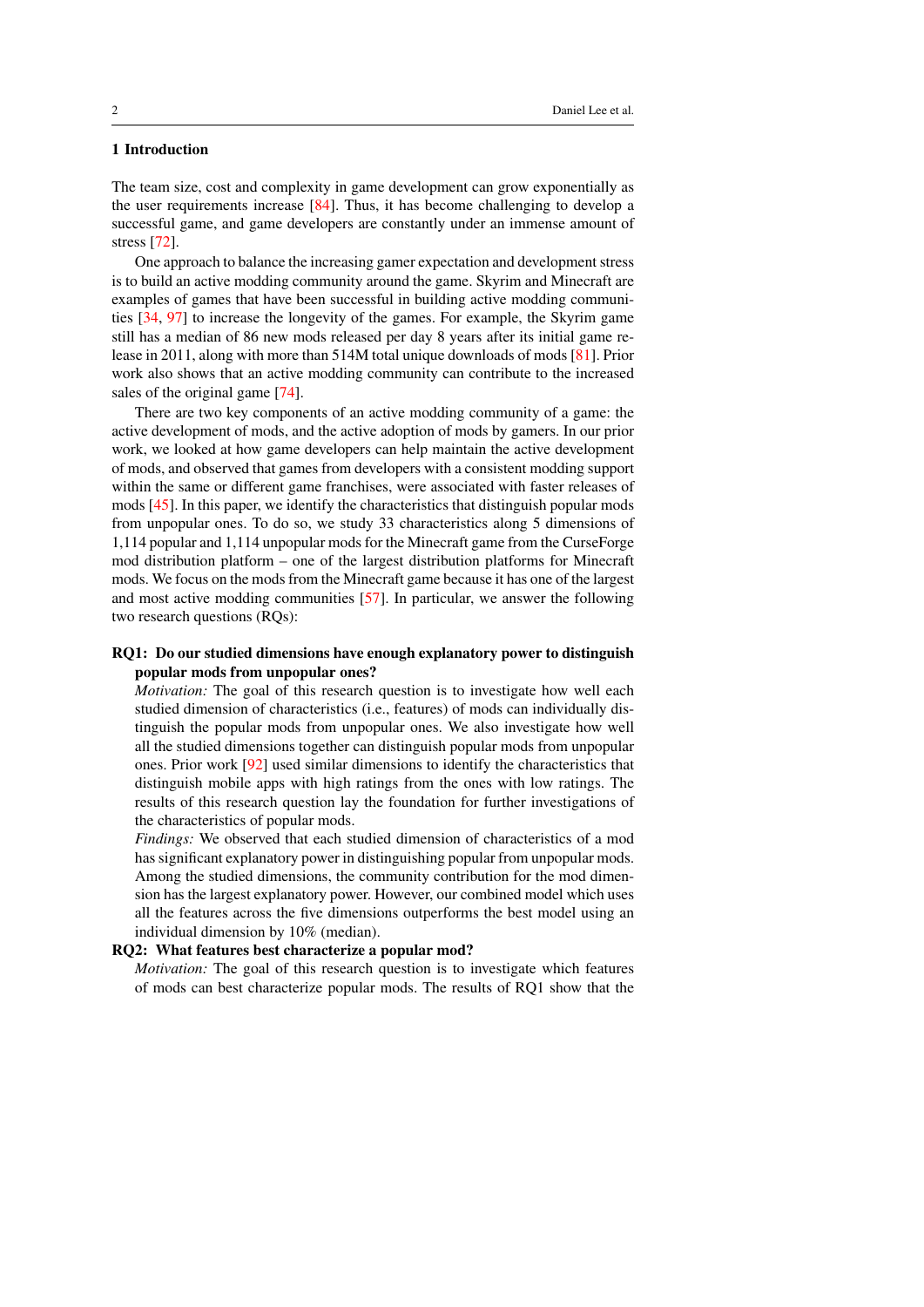## 1 Introduction

The team size, cost and complexity in game development can grow exponentially as the user requirements increase [84]. Thus, it has become challenging to develop a successful game, and game developers are constantly under an immense amount of stress [72].

One approach to balance the increasing gamer expectation and development stress is to build an active modding community around the game. Skyrim and Minecraft are examples of games that have been successful in building active modding communities [34, 97] to increase the longevity of the games. For example, the Skyrim game still has a median of 86 new mods released per day 8 years after its initial game release in 2011, along with more than 514M total unique downloads of mods [81]. Prior work also shows that an active modding community can contribute to the increased sales of the original game [74].

There are two key components of an active modding community of a game: the active development of mods, and the active adoption of mods by gamers. In our prior work, we looked at how game developers can help maintain the active development of mods, and observed that games from developers with a consistent modding support within the same or different game franchises, were associated with faster releases of mods [45]. In this paper, we identify the characteristics that distinguish popular mods from unpopular ones. To do so, we study 33 characteristics along 5 dimensions of 1,114 popular and 1,114 unpopular mods for the Minecraft game from the CurseForge mod distribution platform – one of the largest distribution platforms for Minecraft mods. We focus on the mods from the Minecraft game because it has one of the largest and most active modding communities [57]. In particular, we answer the following two research questions (RQs):

**RQ1: Do our studied dimensions have enough explanatory power to distinguish popular mods from unpopular ones?**
*Motivation:* The goal of this research question is to investigate how well each studied dimension of characteristics (i.e., features) of mods can individually distinguish the popular mods from unpopular ones. We also investigate how well all the studied dimensions together can distinguish popular mods from unpopular ones. Prior work [92] used similar dimensions to identify the characteristics that distinguish mobile apps with high ratings from the ones with low ratings. The results of this research question lay the foundation for further investigations of the characteristics of popular mods.
*Findings:* We observed that each studied dimension of characteristics of a mod has significant explanatory power in distinguishing popular from unpopular mods. Among the studied dimensions, the community contribution for the mod dimension has the largest explanatory power. However, our combined model which uses all the features across the five dimensions outperforms the best model using an individual dimension by 10% (median).

**RQ2: What features best characterize a popular mod?**
*Motivation:* The goal of this research question is to investigate which features of mods can best characterize popular mods. The results of RQ1 show that the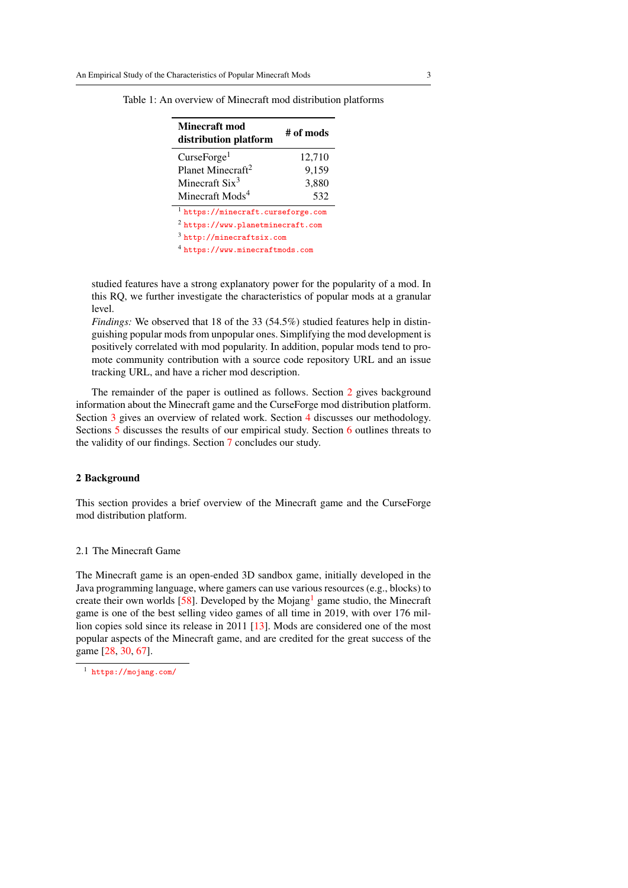Table 1: An overview of Minecraft mod distribution platforms

| Minecraft mod distribution platform | # of mods |
|---|---|
| CurseForge[1] | 12,710 |
| Planet Minecraft[2] | 9,159 |
| Minecraft Six[3] | 3,880 |
| Minecraft Mods[4] | 532 |

[1] https://minecraft.curseforge.com
[2] https://www.planetminecraft.com
[3] http://minecraftsix.com
[4] https://www.minecraftmods.com

studied features have a strong explanatory power for the popularity of a mod. In this RQ, we further investigate the characteristics of popular mods at a granular level.

*Findings:* We observed that 18 of the 33 (54.5%) studied features help in distinguishing popular mods from unpopular ones. Simplifying the mod development is positively correlated with mod popularity. In addition, popular mods tend to promote community contribution with a source code repository URL and an issue tracking URL, and have a richer mod description.

The remainder of the paper is outlined as follows. Section 2 gives background information about the Minecraft game and the CurseForge mod distribution platform. Section 3 gives an overview of related work. Section 4 discusses our methodology. Sections 5 discusses the results of our empirical study. Section 6 outlines threats to the validity of our findings. Section 7 concludes our study.

## 2 Background

This section provides a brief overview of the Minecraft game and the CurseForge mod distribution platform.

### 2.1 The Minecraft Game

The Minecraft game is an open-ended 3D sandbox game, initially developed in the Java programming language, where gamers can use various resources (e.g., blocks) to create their own worlds [58]. Developed by the Mojang[1] game studio, the Minecraft game is one of the best selling video games of all time in 2019, with over 176 million copies sold since its release in 2011 [13]. Mods are considered one of the most popular aspects of the Minecraft game, and are credited for the great success of the game [28, 30, 67].

[1] https://mojang.com/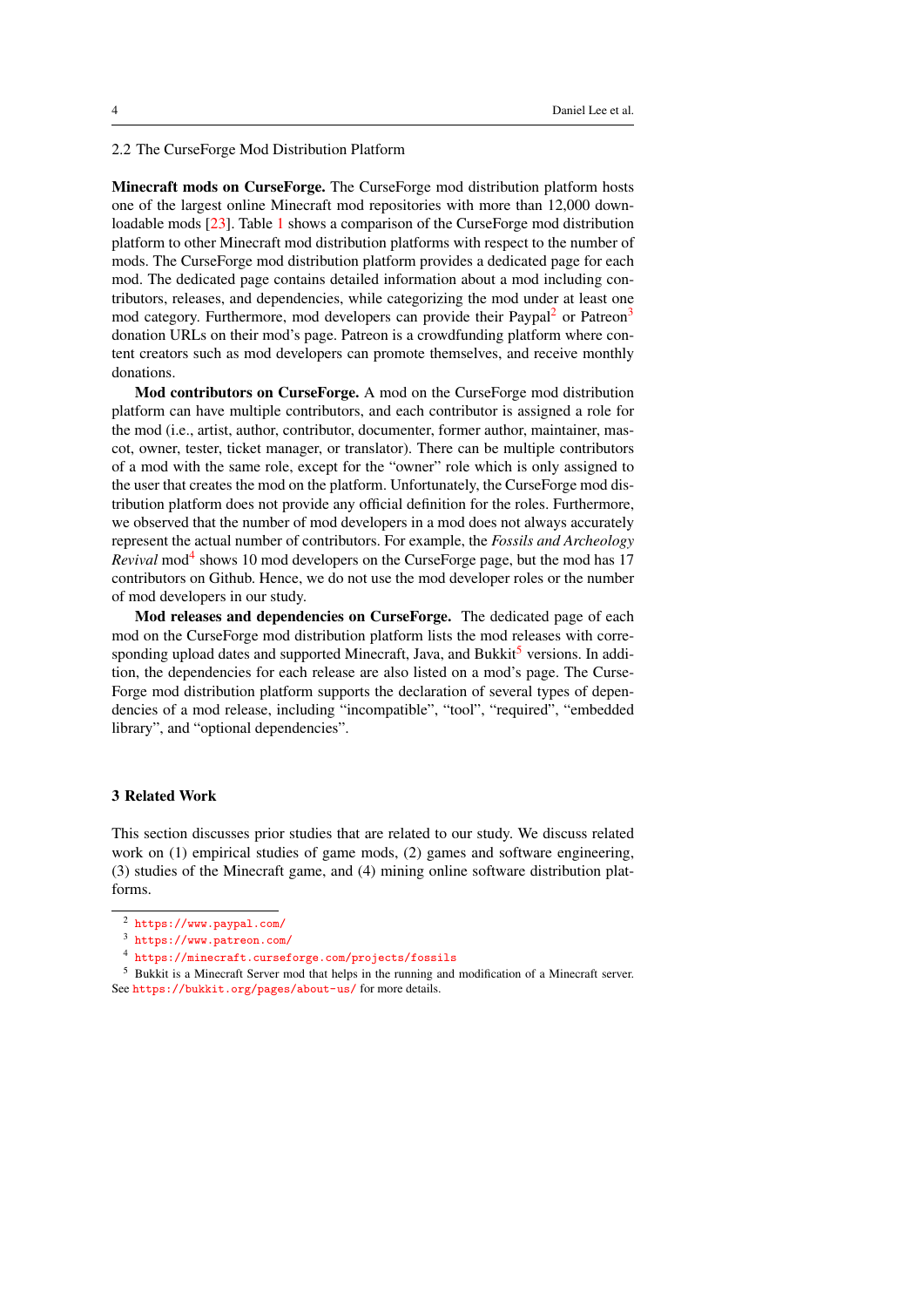### 2.2 The CurseForge Mod Distribution Platform

**Minecraft mods on CurseForge.** The CurseForge mod distribution platform hosts one of the largest online Minecraft mod repositories with more than 12,000 downloadable mods [23]. Table 1 shows a comparison of the CurseForge mod distribution platform to other Minecraft mod distribution platforms with respect to the number of mods. The CurseForge mod distribution platform provides a dedicated page for each mod. The dedicated page contains detailed information about a mod including contributors, releases, and dependencies, while categorizing the mod under at least one mod category. Furthermore, mod developers can provide their Paypal[2] or Patreon[3] donation URLs on their mod's page. Patreon is a crowdfunding platform where content creators such as mod developers can promote themselves, and receive monthly donations.

**Mod contributors on CurseForge.** A mod on the CurseForge mod distribution platform can have multiple contributors, and each contributor is assigned a role for the mod (i.e., artist, author, contributor, documenter, former author, maintainer, mascot, owner, tester, ticket manager, or translator). There can be multiple contributors of a mod with the same role, except for the "owner" role which is only assigned to the user that creates the mod on the platform. Unfortunately, the CurseForge mod distribution platform does not provide any official definition for the roles. Furthermore, we observed that the number of mod developers in a mod does not always accurately represent the actual number of contributors. For example, the *Fossils and Archeology Revival* mod[4] shows 10 mod developers on the CurseForge page, but the mod has 17 contributors on Github. Hence, we do not use the mod developer roles or the number of mod developers in our study.

**Mod releases and dependencies on CurseForge.** The dedicated page of each mod on the CurseForge mod distribution platform lists the mod releases with corresponding upload dates and supported Minecraft, Java, and Bukkit[5] versions. In addition, the dependencies for each release are also listed on a mod's page. The CurseForge mod distribution platform supports the declaration of several types of dependencies of a mod release, including "incompatible", "tool", "required", "embedded library", and "optional dependencies".

## 3 Related Work

This section discusses prior studies that are related to our study. We discuss related work on (1) empirical studies of game mods, (2) games and software engineering, (3) studies of the Minecraft game, and (4) mining online software distribution platforms.

---

[2] https://www.paypal.com/

[3] https://www.patreon.com/

[4] https://minecraft.curseforge.com/projects/fossils

[5] Bukkit is a Minecraft Server mod that helps in the running and modification of a Minecraft server. See https://bukkit.org/pages/about-us/ for more details.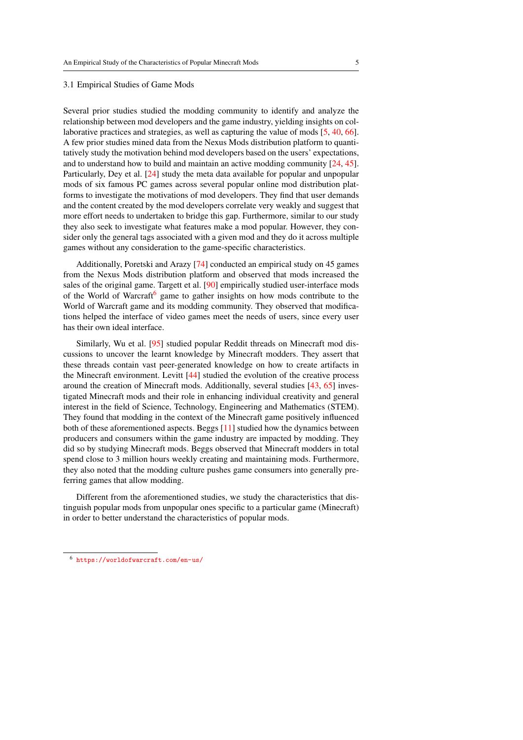## 3.1 Empirical Studies of Game Mods

Several prior studies studied the modding community to identify and analyze the relationship between mod developers and the game industry, yielding insights on collaborative practices and strategies, as well as capturing the value of mods [5, 40, 66]. A few prior studies mined data from the Nexus Mods distribution platform to quantitatively study the motivation behind mod developers based on the users' expectations, and to understand how to build and maintain an active modding community [24, 45]. Particularly, Dey et al. [24] study the meta data available for popular and unpopular mods of six famous PC games across several popular online mod distribution platforms to investigate the motivations of mod developers. They find that user demands and the content created by the mod developers correlate very weakly and suggest that more effort needs to undertaken to bridge this gap. Furthermore, similar to our study they also seek to investigate what features make a mod popular. However, they consider only the general tags associated with a given mod and they do it across multiple games without any consideration to the game-specific characteristics.

Additionally, Poretski and Arazy [74] conducted an empirical study on 45 games from the Nexus Mods distribution platform and observed that mods increased the sales of the original game. Targett et al. [90] empirically studied user-interface mods of the World of Warcraft[6] game to gather insights on how mods contribute to the World of Warcraft game and its modding community. They observed that modifications helped the interface of video games meet the needs of users, since every user has their own ideal interface.

Similarly, Wu et al. [95] studied popular Reddit threads on Minecraft mod discussions to uncover the learnt knowledge by Minecraft modders. They assert that these threads contain vast peer-generated knowledge on how to create artifacts in the Minecraft environment. Levitt [44] studied the evolution of the creative process around the creation of Minecraft mods. Additionally, several studies [43, 65] investigated Minecraft mods and their role in enhancing individual creativity and general interest in the field of Science, Technology, Engineering and Mathematics (STEM). They found that modding in the context of the Minecraft game positively influenced both of these aforementioned aspects. Beggs [11] studied how the dynamics between producers and consumers within the game industry are impacted by modding. They did so by studying Minecraft mods. Beggs observed that Minecraft modders in total spend close to 3 million hours weekly creating and maintaining mods. Furthermore, they also noted that the modding culture pushes game consumers into generally preferring games that allow modding.

Different from the aforementioned studies, we study the characteristics that distinguish popular mods from unpopular ones specific to a particular game (Minecraft) in order to better understand the characteristics of popular mods.

---

[6] https://worldofwarcraft.com/en-us/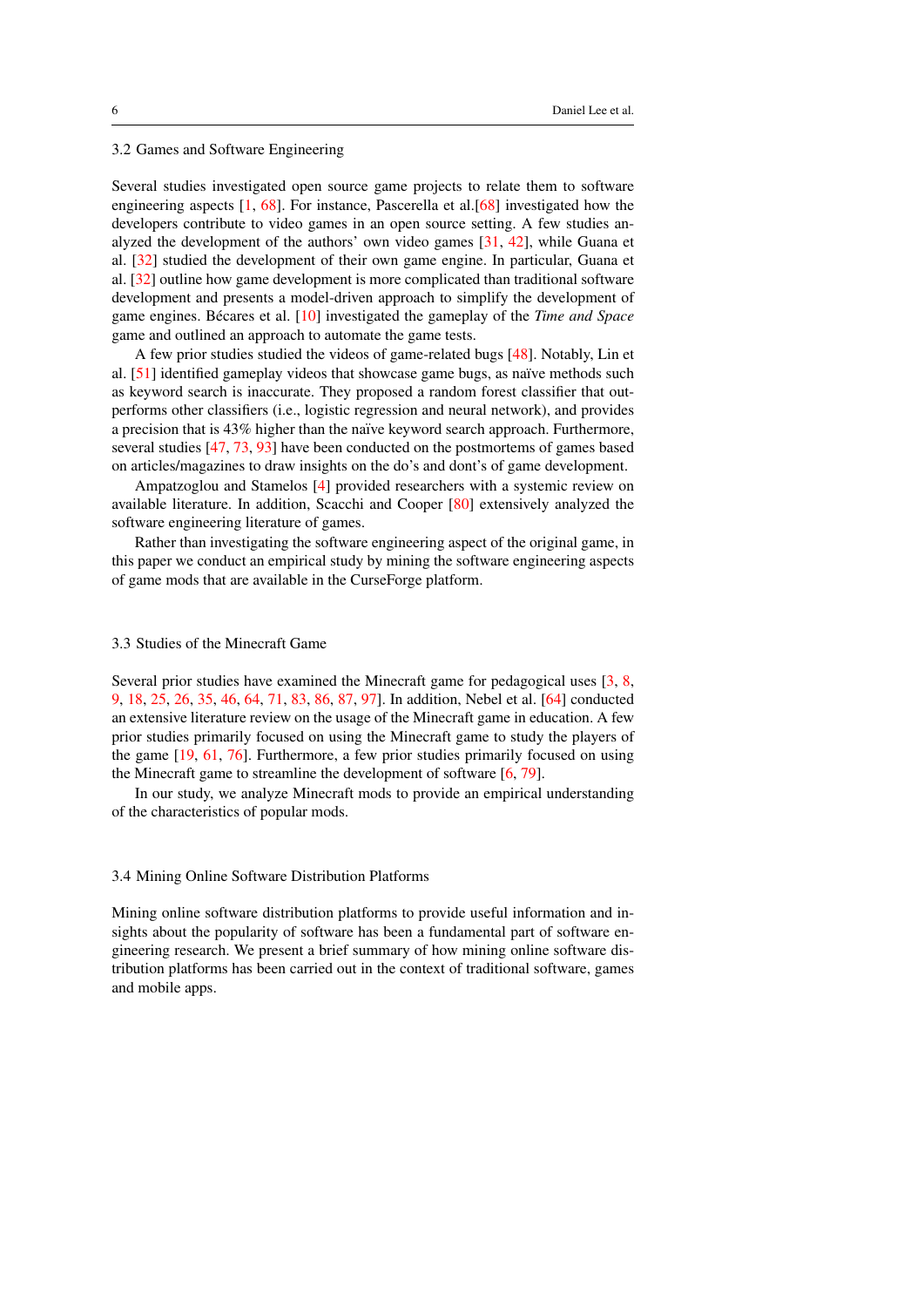### 3.2 Games and Software Engineering

Several studies investigated open source game projects to relate them to software engineering aspects [1, 68]. For instance, Pascerella et al.[68] investigated how the developers contribute to video games in an open source setting. A few studies analyzed the development of the authors' own video games [31, 42], while Guana et al. [32] studied the development of their own game engine. In particular, Guana et al. [32] outline how game development is more complicated than traditional software development and presents a model-driven approach to simplify the development of game engines. Bécares et al. [10] investigated the gameplay of the *Time and Space* game and outlined an approach to automate the game tests.

A few prior studies studied the videos of game-related bugs [48]. Notably, Lin et al. [51] identified gameplay videos that showcase game bugs, as naïve methods such as keyword search is inaccurate. They proposed a random forest classifier that outperforms other classifiers (i.e., logistic regression and neural network), and provides a precision that is 43% higher than the naïve keyword search approach. Furthermore, several studies [47, 73, 93] have been conducted on the postmortems of games based on articles/magazines to draw insights on the do's and dont's of game development.

Ampatzoglou and Stamelos [4] provided researchers with a systemic review on available literature. In addition, Scacchi and Cooper [80] extensively analyzed the software engineering literature of games.

Rather than investigating the software engineering aspect of the original game, in this paper we conduct an empirical study by mining the software engineering aspects of game mods that are available in the CurseForge platform.

### 3.3 Studies of the Minecraft Game

Several prior studies have examined the Minecraft game for pedagogical uses [3, 8, 9, 18, 25, 26, 35, 46, 64, 71, 83, 86, 87, 97]. In addition, Nebel et al. [64] conducted an extensive literature review on the usage of the Minecraft game in education. A few prior studies primarily focused on using the Minecraft game to study the players of the game [19, 61, 76]. Furthermore, a few prior studies primarily focused on using the Minecraft game to streamline the development of software [6, 79].

In our study, we analyze Minecraft mods to provide an empirical understanding of the characteristics of popular mods.

### 3.4 Mining Online Software Distribution Platforms

Mining online software distribution platforms to provide useful information and insights about the popularity of software has been a fundamental part of software engineering research. We present a brief summary of how mining online software distribution platforms has been carried out in the context of traditional software, games and mobile apps.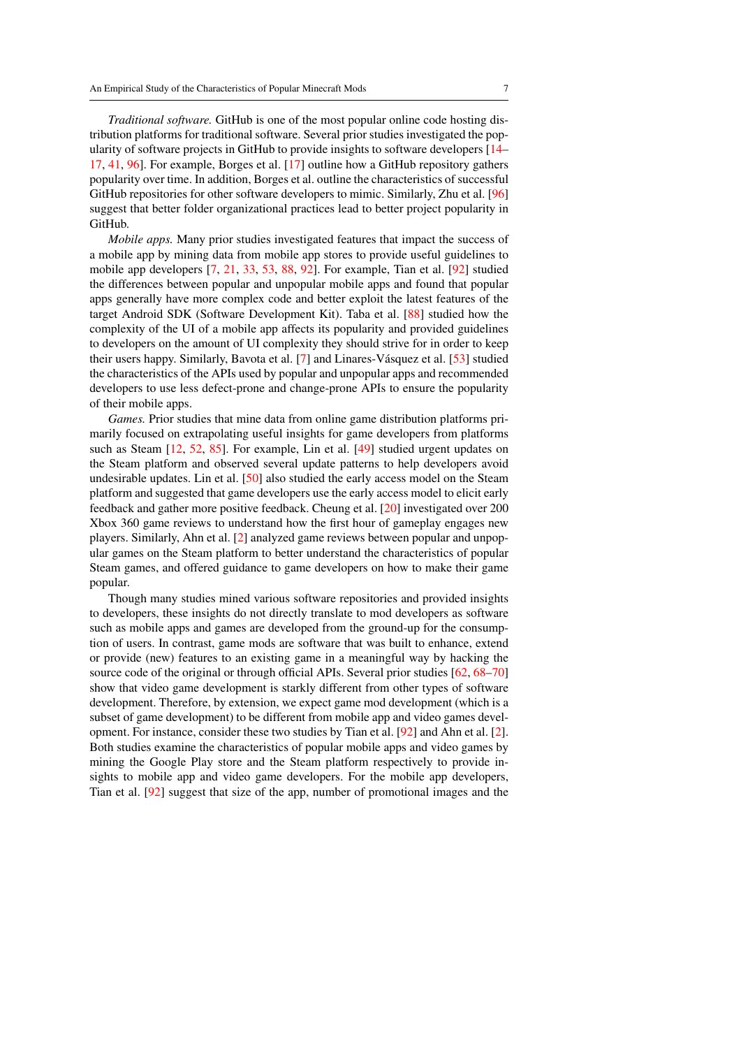*Traditional software.* GitHub is one of the most popular online code hosting distribution platforms for traditional software. Several prior studies investigated the popularity of software projects in GitHub to provide insights to software developers [14–17, 41, 96]. For example, Borges et al. [17] outline how a GitHub repository gathers popularity over time. In addition, Borges et al. outline the characteristics of successful GitHub repositories for other software developers to mimic. Similarly, Zhu et al. [96] suggest that better folder organizational practices lead to better project popularity in GitHub.

*Mobile apps.* Many prior studies investigated features that impact the success of a mobile app by mining data from mobile app stores to provide useful guidelines to mobile app developers [7, 21, 33, 53, 88, 92]. For example, Tian et al. [92] studied the differences between popular and unpopular mobile apps and found that popular apps generally have more complex code and better exploit the latest features of the target Android SDK (Software Development Kit). Taba et al. [88] studied how the complexity of the UI of a mobile app affects its popularity and provided guidelines to developers on the amount of UI complexity they should strive for in order to keep their users happy. Similarly, Bavota et al. [7] and Linares-Vásquez et al. [53] studied the characteristics of the APIs used by popular and unpopular apps and recommended developers to use less defect-prone and change-prone APIs to ensure the popularity of their mobile apps.

*Games.* Prior studies that mine data from online game distribution platforms primarily focused on extrapolating useful insights for game developers from platforms such as Steam [12, 52, 85]. For example, Lin et al. [49] studied urgent updates on the Steam platform and observed several update patterns to help developers avoid undesirable updates. Lin et al. [50] also studied the early access model on the Steam platform and suggested that game developers use the early access model to elicit early feedback and gather more positive feedback. Cheung et al. [20] investigated over 200 Xbox 360 game reviews to understand how the first hour of gameplay engages new players. Similarly, Ahn et al. [2] analyzed game reviews between popular and unpopular games on the Steam platform to better understand the characteristics of popular Steam games, and offered guidance to game developers on how to make their game popular.

Though many studies mined various software repositories and provided insights to developers, these insights do not directly translate to mod developers as software such as mobile apps and games are developed from the ground-up for the consumption of users. In contrast, game mods are software that was built to enhance, extend or provide (new) features to an existing game in a meaningful way by hacking the source code of the original or through official APIs. Several prior studies [62, 68–70] show that video game development is starkly different from other types of software development. Therefore, by extension, we expect game mod development (which is a subset of game development) to be different from mobile app and video games development. For instance, consider these two studies by Tian et al. [92] and Ahn et al. [2]. Both studies examine the characteristics of popular mobile apps and video games by mining the Google Play store and the Steam platform respectively to provide insights to mobile app and video game developers. For the mobile app developers, Tian et al. [92] suggest that size of the app, number of promotional images and the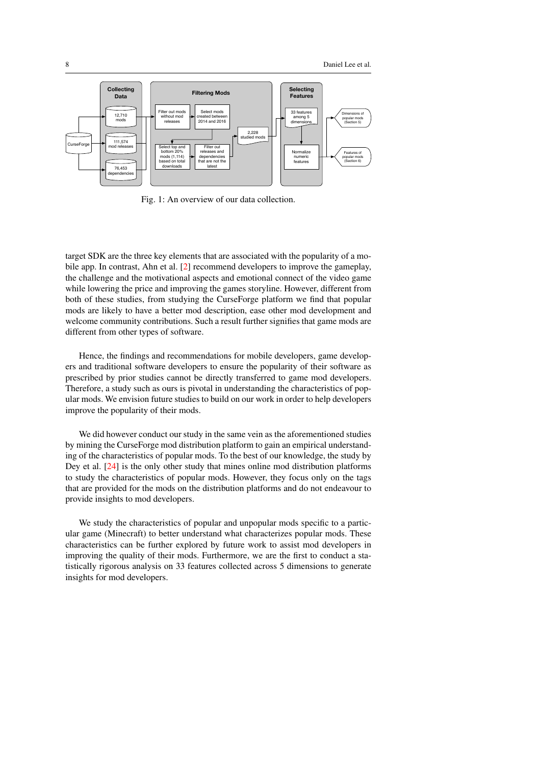Fig. 1: An overview of our data collection.

target SDK are the three key elements that are associated with the popularity of a mobile app. In contrast, Ahn et al. [2] recommend developers to improve the gameplay, the challenge and the motivational aspects and emotional connect of the video game while lowering the price and improving the games storyline. However, different from both of these studies, from studying the CurseForge platform we find that popular mods are likely to have a better mod description, ease other mod development and welcome community contributions. Such a result further signifies that game mods are different from other types of software.

Hence, the findings and recommendations for mobile developers, game developers and traditional software developers to ensure the popularity of their software as prescribed by prior studies cannot be directly transferred to game mod developers. Therefore, a study such as ours is pivotal in understanding the characteristics of popular mods. We envision future studies to build on our work in order to help developers improve the popularity of their mods.

We did however conduct our study in the same vein as the aforementioned studies by mining the CurseForge mod distribution platform to gain an empirical understanding of the characteristics of popular mods. To the best of our knowledge, the study by Dey et al. [24] is the only other study that mines online mod distribution platforms to study the characteristics of popular mods. However, they focus only on the tags that are provided for the mods on the distribution platforms and do not endeavour to provide insights to mod developers.

We study the characteristics of popular and unpopular mods specific to a particular game (Minecraft) to better understand what characterizes popular mods. These characteristics can be further explored by future work to assist mod developers in improving the quality of their mods. Furthermore, we are the first to conduct a statistically rigorous analysis on 33 features collected across 5 dimensions to generate insights for mod developers.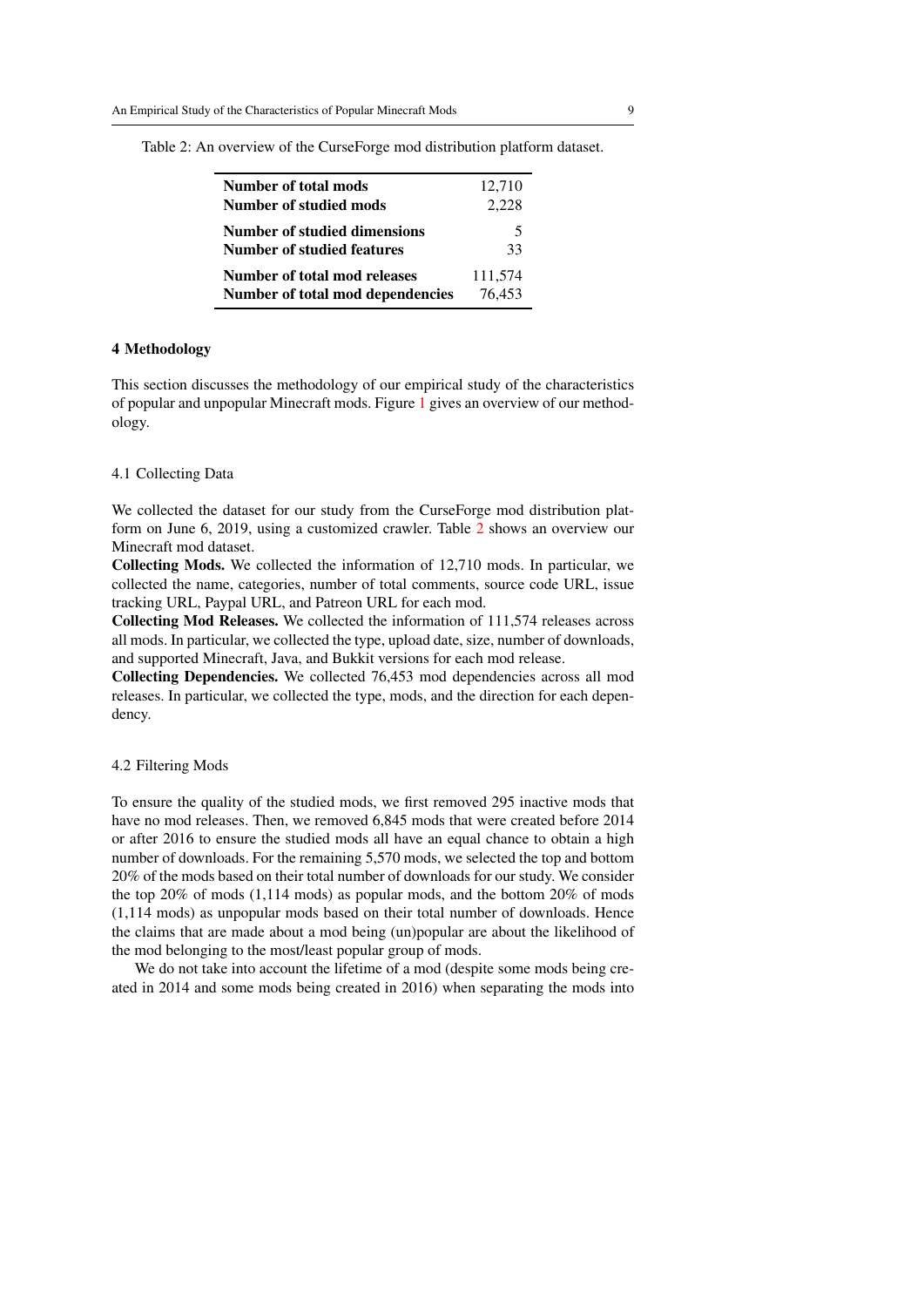Table 2: An overview of the CurseForge mod distribution platform dataset.

| | |
|---|---|
| **Number of total mods** | 12,710 |
| **Number of studied mods** | 2,228 |
| **Number of studied dimensions** | 5 |
| **Number of studied features** | 33 |
| **Number of total mod releases** | 111,574 |
| **Number of total mod dependencies** | 76,453 |

## 4 Methodology

This section discusses the methodology of our empirical study of the characteristics of popular and unpopular Minecraft mods. Figure 1 gives an overview of our methodology.

### 4.1 Collecting Data

We collected the dataset for our study from the CurseForge mod distribution platform on June 6, 2019, using a customized crawler. Table 2 shows an overview our Minecraft mod dataset.

**Collecting Mods.** We collected the information of 12,710 mods. In particular, we collected the name, categories, number of total comments, source code URL, issue tracking URL, Paypal URL, and Patreon URL for each mod.

**Collecting Mod Releases.** We collected the information of 111,574 releases across all mods. In particular, we collected the type, upload date, size, number of downloads, and supported Minecraft, Java, and Bukkit versions for each mod release.

**Collecting Dependencies.** We collected 76,453 mod dependencies across all mod releases. In particular, we collected the type, mods, and the direction for each dependency.

### 4.2 Filtering Mods

To ensure the quality of the studied mods, we first removed 295 inactive mods that have no mod releases. Then, we removed 6,845 mods that were created before 2014 or after 2016 to ensure the studied mods all have an equal chance to obtain a high number of downloads. For the remaining 5,570 mods, we selected the top and bottom 20% of the mods based on their total number of downloads for our study. We consider the top 20% of mods (1,114 mods) as popular mods, and the bottom 20% of mods (1,114 mods) as unpopular mods based on their total number of downloads. Hence the claims that are made about a mod being (un)popular are about the likelihood of the mod belonging to the most/least popular group of mods.

We do not take into account the lifetime of a mod (despite some mods being created in 2014 and some mods being created in 2016) when separating the mods into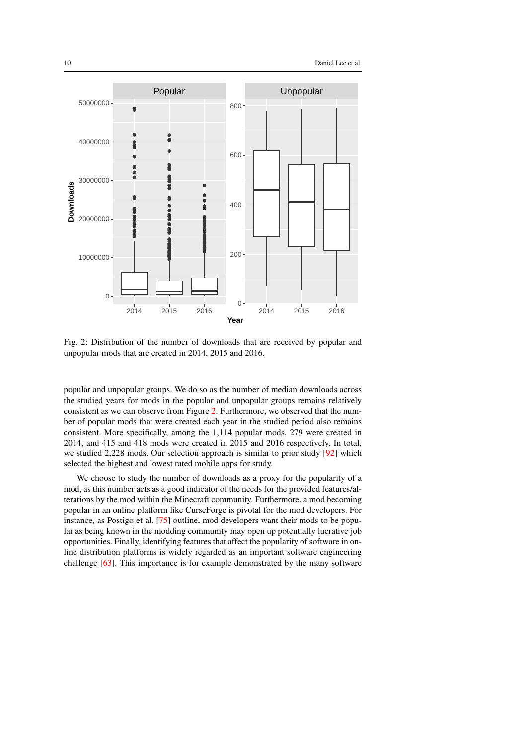Fig. 2: Distribution of the number of downloads that are received by popular and unpopular mods that are created in 2014, 2015 and 2016.

popular and unpopular groups. We do so as the number of median downloads across the studied years for mods in the popular and unpopular groups remains relatively consistent as we can observe from Figure 2. Furthermore, we observed that the number of popular mods that were created each year in the studied period also remains consistent. More specifically, among the 1,114 popular mods, 279 were created in 2014, and 415 and 418 mods were created in 2015 and 2016 respectively. In total, we studied 2,228 mods. Our selection approach is similar to prior study [92] which selected the highest and lowest rated mobile apps for study.

We choose to study the number of downloads as a proxy for the popularity of a mod, as this number acts as a good indicator of the needs for the provided features/alterations by the mod within the Minecraft community. Furthermore, a mod becoming popular in an online platform like CurseForge is pivotal for the mod developers. For instance, as Postigo et al. [75] outline, mod developers want their mods to be popular as being known in the modding community may open up potentially lucrative job opportunities. Finally, identifying features that affect the popularity of software in online distribution platforms is widely regarded as an important software engineering challenge [63]. This importance is for example demonstrated by the many software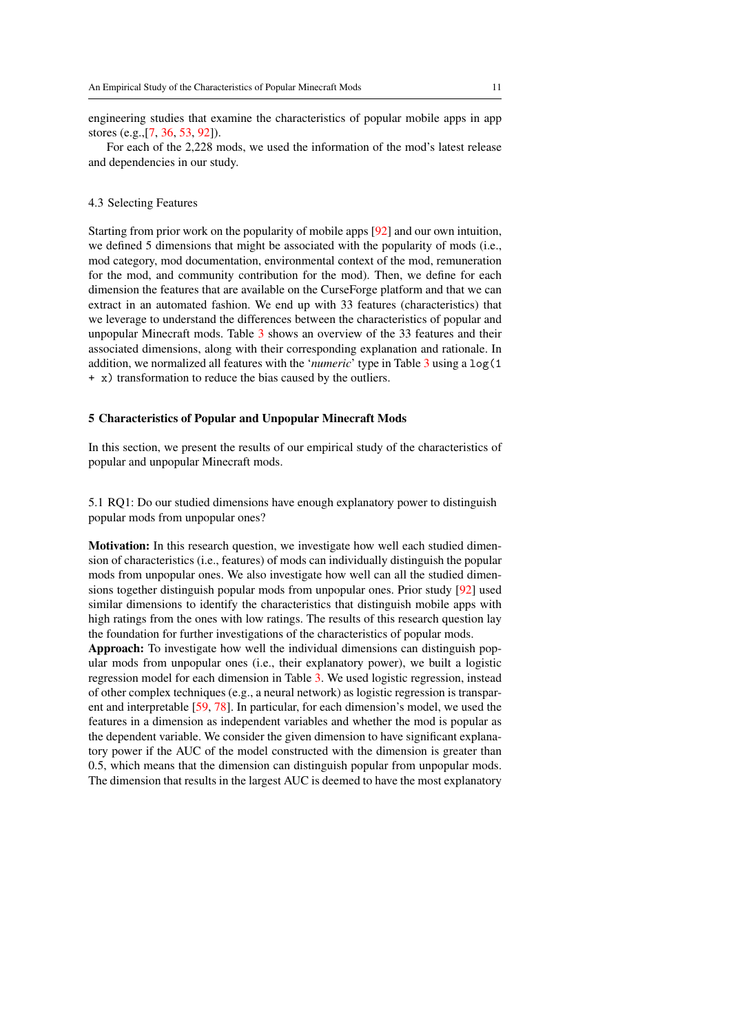engineering studies that examine the characteristics of popular mobile apps in app stores (e.g.,[7, 36, 53, 92]).

For each of the 2,228 mods, we used the information of the mod's latest release and dependencies in our study.

### 4.3 Selecting Features

Starting from prior work on the popularity of mobile apps [92] and our own intuition, we defined 5 dimensions that might be associated with the popularity of mods (i.e., mod category, mod documentation, environmental context of the mod, remuneration for the mod, and community contribution for the mod). Then, we define for each dimension the features that are available on the CurseForge platform and that we can extract in an automated fashion. We end up with 33 features (characteristics) that we leverage to understand the differences between the characteristics of popular and unpopular Minecraft mods. Table 3 shows an overview of the 33 features and their associated dimensions, along with their corresponding explanation and rationale. In addition, we normalized all features with the '*numeric*' type in Table 3 using a `log(1 + x)` transformation to reduce the bias caused by the outliers.

## 5 Characteristics of Popular and Unpopular Minecraft Mods

In this section, we present the results of our empirical study of the characteristics of popular and unpopular Minecraft mods.

### 5.1 RQ1: Do our studied dimensions have enough explanatory power to distinguish popular mods from unpopular ones?

**Motivation:** In this research question, we investigate how well each studied dimension of characteristics (i.e., features) of mods can individually distinguish the popular mods from unpopular ones. We also investigate how well can all the studied dimensions together distinguish popular mods from unpopular ones. Prior study [92] used similar dimensions to identify the characteristics that distinguish mobile apps with high ratings from the ones with low ratings. The results of this research question lay the foundation for further investigations of the characteristics of popular mods.

**Approach:** To investigate how well the individual dimensions can distinguish popular mods from unpopular ones (i.e., their explanatory power), we built a logistic regression model for each dimension in Table 3. We used logistic regression, instead of other complex techniques (e.g., a neural network) as logistic regression is transparent and interpretable [59, 78]. In particular, for each dimension's model, we used the features in a dimension as independent variables and whether the mod is popular as the dependent variable. We consider the given dimension to have significant explanatory power if the AUC of the model constructed with the dimension is greater than 0.5, which means that the dimension can distinguish popular from unpopular mods. The dimension that results in the largest AUC is deemed to have the most explanatory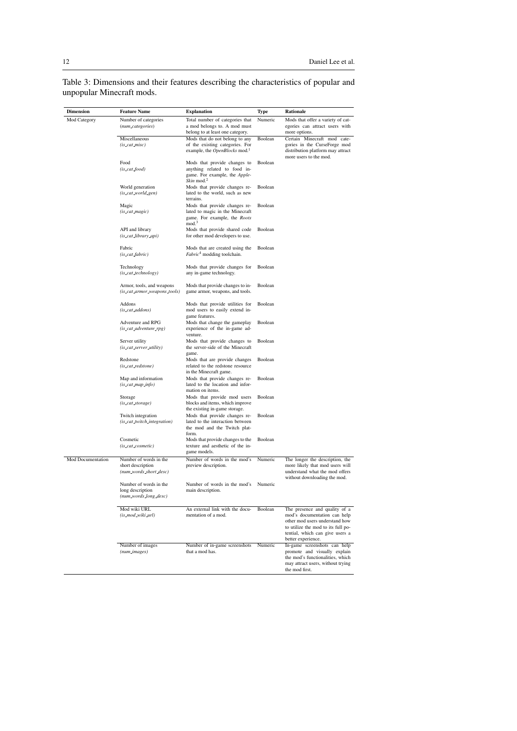Table 3: Dimensions and their features describing the characteristics of popular and unpopular Minecraft mods.

| Dimension | Feature Name | Explanation | Type | Rationale |
|---|---|---|---|---|
| Mod Category | Number of categories (*num_categories*) | Total number of categories that a mod belongs to. A mod must belong to at least one category. | Numeric | Mods that offer a variety of categories can attract users with more options. |
| | Miscellaneous (*is_cat_misc*) | Mods that do not belong to any of the existing categories. For example, the *OpenBlocks* mod.[1] | Boolean | Certain Minecraft mod categories in the CurseForge mod distribution platform may attract more users to the mod. |
| | Food (*is_cat_food*) | Mods that provide changes to anything related to food in-game. For example, the *Apple-Skin* mod.[2] | Boolean | |
| | World generation (*is_cat_world_gen*) | Mods that provide changes related to the world, such as new terrains. | Boolean | |
| | Magic (*is_cat_magic*) | Mods that provide changes related to magic in the Minecraft game. For example, the *Roots* mod.[3] | Boolean | |
| | API and library (*is_cat_library_api*) | Mods that provide shared code for other mod developers to use. | Boolean | |
| | Fabric (*is_cat_fabric*) | Mods that are created using the *Fabric*[4] modding toolchain. | Boolean | |
| | Technology (*is_cat_technology*) | Mods that provide changes for any in-game technology. | Boolean | |
| | Armor, tools, and weapons (*is_cat_armor_weapons_tools*) | Mods that provide changes to in-game armor, weapons, and tools. | Boolean | |
| | Addons (*is_cat_addons*) | Mods that provide utilities for mod users to easily extend in-game features. | Boolean | |
| | Adventure and RPG (*is_cat_adventure_rpg*) | Mods that change the gameplay experience of the in-game adventure. | Boolean | |
| | Server utility (*is_cat_server_utility*) | Mods that provide changes to the server-side of the Minecraft game. | Boolean | |
| | Redstone (*is_cat_redstone*) | Mods that are provide changes related to the redstone resource in the Minecraft game. | Boolean | |
| | Map and information (*is_cat_map_info*) | Mods that provide changes related to the location and information on items. | Boolean | |
| | Storage (*is_cat_storage*) | Mods that provide mod users blocks and items, which improve the existing in-game storage. | Boolean | |
| | Twitch integration (*is_cat_twitch_integration*) | Mods that provide changes related to the interaction between the mod and the Twitch platform. | Boolean | |
| | Cosmetic (*is_cat_cosmetic*) | Mods that provide changes to the texture and aesthetic of the in-game models. | Boolean | |
| Mod Documentation | Number of words in the short description (*num_words_short_desc*) | Number of words in the mod's preview description. | Numeric | The longer the description, the more likely that mod users will understand what the mod offers without downloading the mod. |
| | Number of words in the long description (*num_words_long_desc*) | Number of words in the mod's main description. | Numeric | |
| | Mod wiki URL (*is_mod_wiki_url*) | An external link with the documentation of a mod. | Boolean | The presence and quality of a mod's documentation can help other mod users understand how to utilize the mod to its full potential, which can give users a better experience. |
| | Number of images (*num_images*) | Number of in-game screenshots that a mod has. | Numeric | In-game screenshots can help promote and visually explain the mod's functionalities, which may attract users, without trying the mod first. |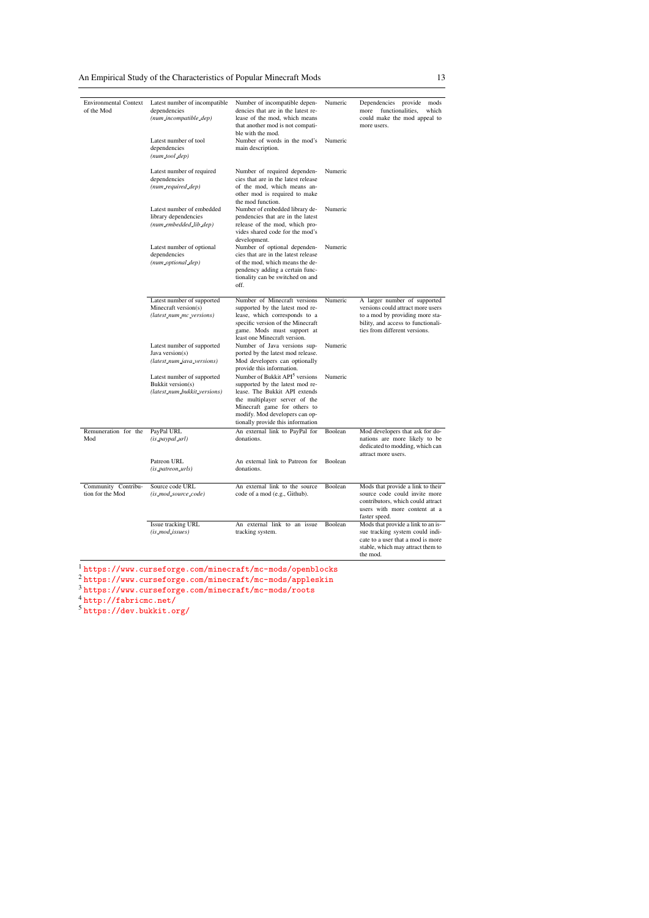| | | | | |
|---|---|---|---|---|
| Environmental Context of the Mod | Latest number of incompatible dependencies *(num_incompatible_dep)* | Number of incompatible dependencies that are in the latest release of the mod, which means that another mod is not compatible with the mod. | Numeric | Dependencies provide mods more functionalities, which could make the mod appeal to more users. |
| | Latest number of tool dependencies *(num_tool_dep)* | Number of words in the mod's main description. | Numeric | |
| | Latest number of required dependencies *(num_required_dep)* | Number of required dependencies that are in the latest release of the mod, which means another mod is required to make the mod function. | Numeric | |
| | Latest number of embedded library dependencies *(num_embedded_lib_dep)* | Number of embedded library dependencies that are in the latest release of the mod, which provides shared code for the mod's development. | Numeric | |
| | Latest number of optional dependencies *(num_optional_dep)* | Number of optional dependencies that are in the latest release of the mod, which means the dependency adding a certain functionality can be switched on and off. | Numeric | |
| | Latest number of supported Minecraft version(s) *(latest_num_mc_versions)* | Number of Minecraft versions supported by the latest mod release, which corresponds to a specific version of the Minecraft game. Mods must support at least one Minecraft version. | Numeric | A larger number of supported versions could attract more users to a mod by providing more stability, and access to functionalities from different versions. |
| | Latest number of supported Java version(s) *(latest_num_java_versions)* | Number of Java versions supported by the latest mod release. Mod developers can optionally provide this information. | Numeric | |
| | Latest number of supported Bukkit version(s) *(latest_num_bukkit_versions)* | Number of Bukkit API[5] versions supported by the latest mod release. The Bukkit API extends the multiplayer server of the Minecraft game for others to modify. Mod developers can optionally provide this information | Numeric | |
| Remuneration for the Mod | PayPal URL *(is_paypal_url)* | An external link to PayPal for donations. | Boolean | Mod developers that ask for donations are more likely to be dedicated to modding, which can attract more users. |
| | Patreon URL *(is_patreon_urls)* | An external link to Patreon for donations. | Boolean | |
| Community Contribution for the Mod | Source code URL *(is_mod_source_code)* | An external link to the source code of a mod (e.g., Github). | Boolean | Mods that provide a link to their source code could invite more contributors, which could attract users with more content at a faster speed. |
| | Issue tracking URL *(is_mod_issues)* | An external link to an issue tracking system. | Boolean | Mods that provide a link to an issue tracking system could indicate to a user that a mod is more stable, which may attract them to the mod. |

[1] https://www.curseforge.com/minecraft/mc-mods/openblocks
[2] https://www.curseforge.com/minecraft/mc-mods/appleskin
[3] https://www.curseforge.com/minecraft/mc-mods/roots
[4] http://fabricmc.net/
[5] https://dev.bukkit.org/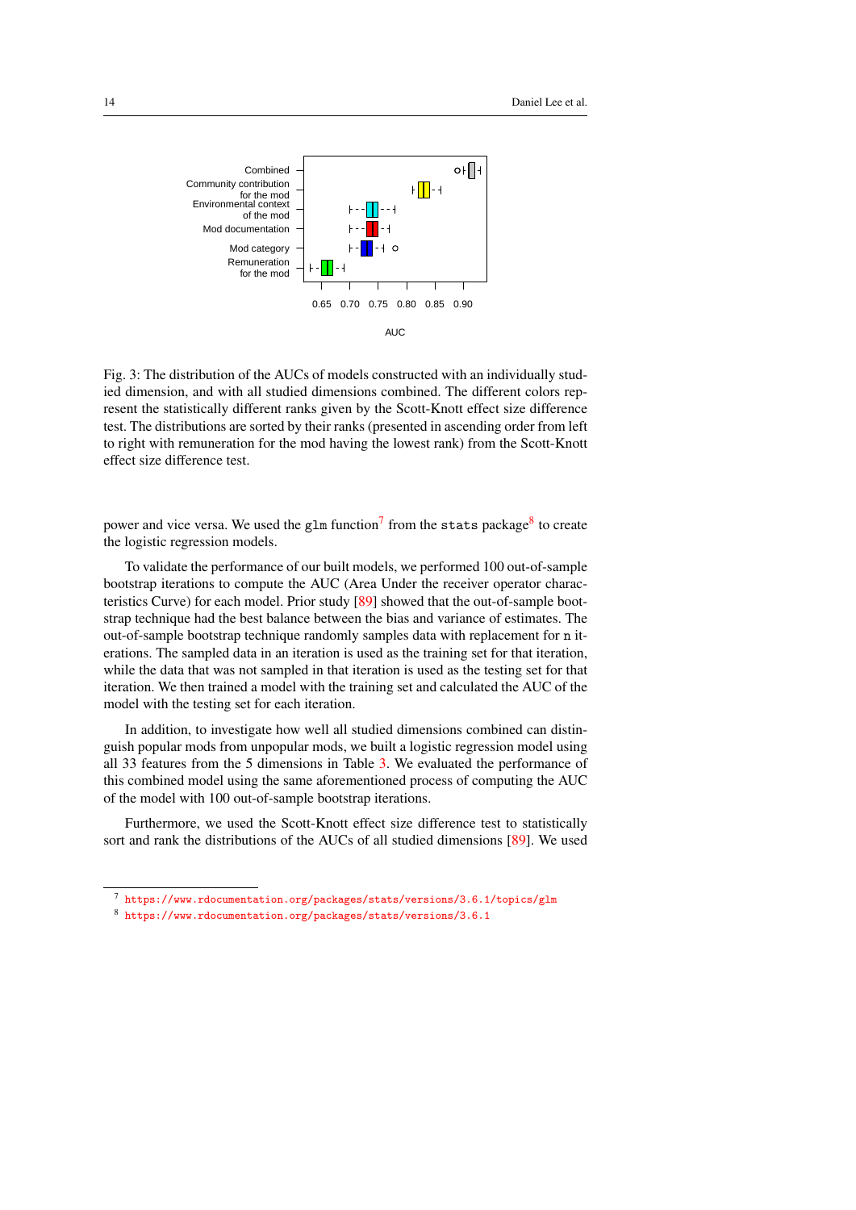Fig. 3: The distribution of the AUCs of models constructed with an individually studied dimension, and with all studied dimensions combined. The different colors represent the statistically different ranks given by the Scott-Knott effect size difference test. The distributions are sorted by their ranks (presented in ascending order from left to right with remuneration for the mod having the lowest rank) from the Scott-Knott effect size difference test.

power and vice versa. We used the `glm` function[7] from the `stats` package[8] to create the logistic regression models.

To validate the performance of our built models, we performed 100 out-of-sample bootstrap iterations to compute the AUC (Area Under the receiver operator characteristics Curve) for each model. Prior study [89] showed that the out-of-sample bootstrap technique had the best balance between the bias and variance of estimates. The out-of-sample bootstrap technique randomly samples data with replacement for `n` iterations. The sampled data in an iteration is used as the training set for that iteration, while the data that was not sampled in that iteration is used as the testing set for that iteration. We then trained a model with the training set and calculated the AUC of the model with the testing set for each iteration.

In addition, to investigate how well all studied dimensions combined can distinguish popular mods from unpopular mods, we built a logistic regression model using all 33 features from the 5 dimensions in Table 3. We evaluated the performance of this combined model using the same aforementioned process of computing the AUC of the model with 100 out-of-sample bootstrap iterations.

Furthermore, we used the Scott-Knott effect size difference test to statistically sort and rank the distributions of the AUCs of all studied dimensions [89]. We used

[7] https://www.rdocumentation.org/packages/stats/versions/3.6.1/topics/glm

[8] https://www.rdocumentation.org/packages/stats/versions/3.6.1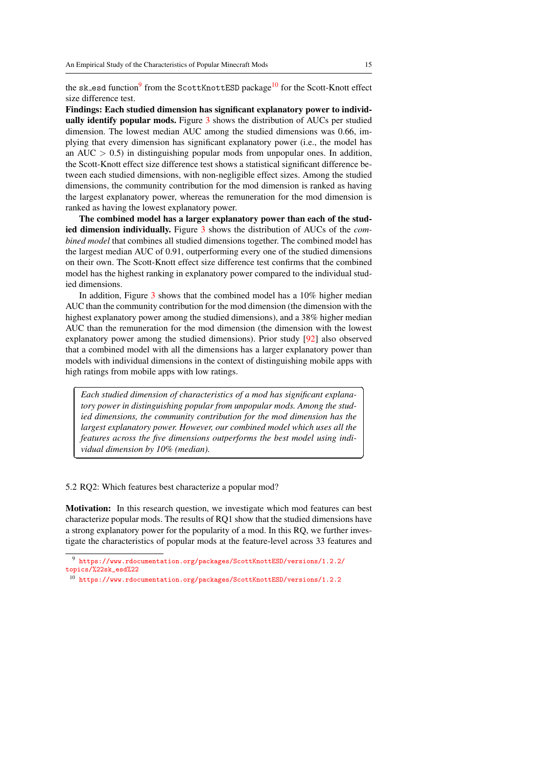the `sk_esd` function[9] from the `ScottKnottESD` package[10] for the Scott-Knott effect size difference test.

**Findings: Each studied dimension has significant explanatory power to individually identify popular mods.** Figure 3 shows the distribution of AUCs per studied dimension. The lowest median AUC among the studied dimensions was 0.66, implying that every dimension has significant explanatory power (i.e., the model has an AUC $> 0.5$) in distinguishing popular mods from unpopular ones. In addition, the Scott-Knott effect size difference test shows a statistical significant difference between each studied dimensions, with non-negligible effect sizes. Among the studied dimensions, the community contribution for the mod dimension is ranked as having the largest explanatory power, whereas the remuneration for the mod dimension is ranked as having the lowest explanatory power.

**The combined model has a larger explanatory power than each of the studied dimension individually.** Figure 3 shows the distribution of AUCs of the *combined model* that combines all studied dimensions together. The combined model has the largest median AUC of 0.91, outperforming every one of the studied dimensions on their own. The Scott-Knott effect size difference test confirms that the combined model has the highest ranking in explanatory power compared to the individual studied dimensions.

In addition, Figure 3 shows that the combined model has a 10% higher median AUC than the community contribution for the mod dimension (the dimension with the highest explanatory power among the studied dimensions), and a 38% higher median AUC than the remuneration for the mod dimension (the dimension with the lowest explanatory power among the studied dimensions). Prior study [92] also observed that a combined model with all the dimensions has a larger explanatory power than models with individual dimensions in the context of distinguishing mobile apps with high ratings from mobile apps with low ratings.

> *Each studied dimension of characteristics of a mod has significant explanatory power in distinguishing popular from unpopular mods. Among the studied dimensions, the community contribution for the mod dimension has the largest explanatory power. However, our combined model which uses all the features across the five dimensions outperforms the best model using individual dimension by 10% (median).*

### 5.2 RQ2: Which features best characterize a popular mod?

**Motivation:** In this research question, we investigate which mod features can best characterize popular mods. The results of RQ1 show that the studied dimensions have a strong explanatory power for the popularity of a mod. In this RQ, we further investigate the characteristics of popular mods at the feature-level across 33 features and

---

[9] https://www.rdocumentation.org/packages/ScottKnottESD/versions/1.2.2/topics/%22sk_esd%22

[10] https://www.rdocumentation.org/packages/ScottKnottESD/versions/1.2.2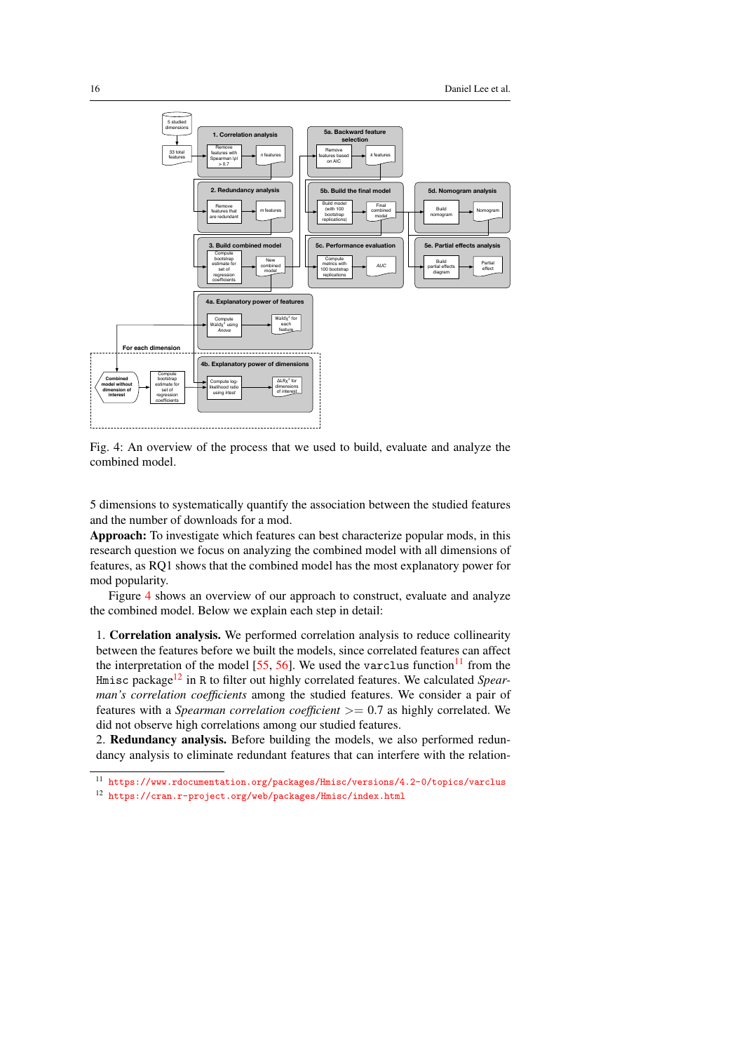Fig. 4: An overview of the process that we used to build, evaluate and analyze the combined model.

5 dimensions to systematically quantify the association between the studied features and the number of downloads for a mod.

**Approach:** To investigate which features can best characterize popular mods, in this research question we focus on analyzing the combined model with all dimensions of features, as RQ1 shows that the combined model has the most explanatory power for mod popularity.

Figure 4 shows an overview of our approach to construct, evaluate and analyze the combined model. Below we explain each step in detail:

1. **Correlation analysis.** We performed correlation analysis to reduce collinearity between the features before we built the models, since correlated features can affect the interpretation of the model [55, 56]. We used the `varclus` function[11] from the `Hmisc` package[12] in `R` to filter out highly correlated features. We calculated *Spearman's correlation coefficients* among the studied features. We consider a pair of features with a *Spearman correlation coefficient* $>= 0.7$ as highly correlated. We did not observe high correlations among our studied features.
2. **Redundancy analysis.** Before building the models, we also performed redundancy analysis to eliminate redundant features that can interfere with the relation-

[11] https://www.rdocumentation.org/packages/Hmisc/versions/4.2-0/topics/varclus

[12] https://cran.r-project.org/web/packages/Hmisc/index.html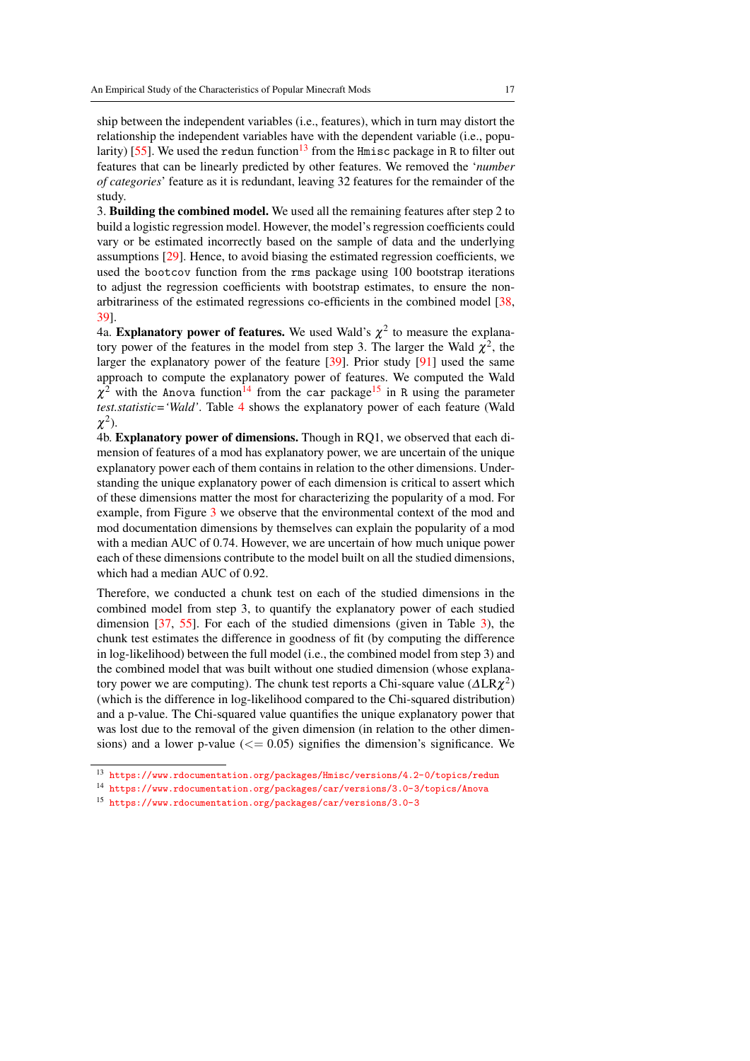ship between the independent variables (i.e., features), which in turn may distort the relationship the independent variables have with the dependent variable (i.e., popularity) [55]. We used the `redun` function[13] from the `Hmisc` package in `R` to filter out features that can be linearly predicted by other features. We removed the '*number of categories*' feature as it is redundant, leaving 32 features for the remainder of the study.

3. **Building the combined model.** We used all the remaining features after step 2 to build a logistic regression model. However, the model's regression coefficients could vary or be estimated incorrectly based on the sample of data and the underlying assumptions [29]. Hence, to avoid biasing the estimated regression coefficients, we used the `bootcov` function from the `rms` package using 100 bootstrap iterations to adjust the regression coefficients with bootstrap estimates, to ensure the non-arbitrariness of the estimated regressions co-efficients in the combined model [38, 39].

4a. **Explanatory power of features.** We used Wald's $\chi^2$ to measure the explanatory power of the features in the model from step 3. The larger the Wald $\chi^2$, the larger the explanatory power of the feature [39]. Prior study [91] used the same approach to compute the explanatory power of features. We computed the Wald $\chi^2$ with the `Anova` function[14] from the `car` package[15] in `R` using the parameter *test.statistic='Wald'*. Table 4 shows the explanatory power of each feature (Wald $\chi^2$).

4b. **Explanatory power of dimensions.** Though in RQ1, we observed that each dimension of features of a mod has explanatory power, we are uncertain of the unique explanatory power each of them contains in relation to the other dimensions. Understanding the unique explanatory power of each dimension is critical to assert which of these dimensions matter the most for characterizing the popularity of a mod. For example, from Figure 3 we observe that the environmental context of the mod and mod documentation dimensions by themselves can explain the popularity of a mod with a median AUC of 0.74. However, we are uncertain of how much unique power each of these dimensions contribute to the model built on all the studied dimensions, which had a median AUC of 0.92.

Therefore, we conducted a chunk test on each of the studied dimensions in the combined model from step 3, to quantify the explanatory power of each studied dimension [37, 55]. For each of the studied dimensions (given in Table 3), the chunk test estimates the difference in goodness of fit (by computing the difference in log-likelihood) between the full model (i.e., the combined model from step 3) and the combined model that was built without one studied dimension (whose explanatory power we are computing). The chunk test reports a Chi-square value ($\Delta \text{LR}\chi^2$) (which is the difference in log-likelihood compared to the Chi-squared distribution) and a p-value. The Chi-squared value quantifies the unique explanatory power that was lost due to the removal of the given dimension (in relation to the other dimensions) and a lower p-value ($<= 0.05$) signifies the dimension's significance. We

[13] https://www.rdocumentation.org/packages/Hmisc/versions/4.2-0/topics/redun

[14] https://www.rdocumentation.org/packages/car/versions/3.0-3/topics/Anova

[15] https://www.rdocumentation.org/packages/car/versions/3.0-3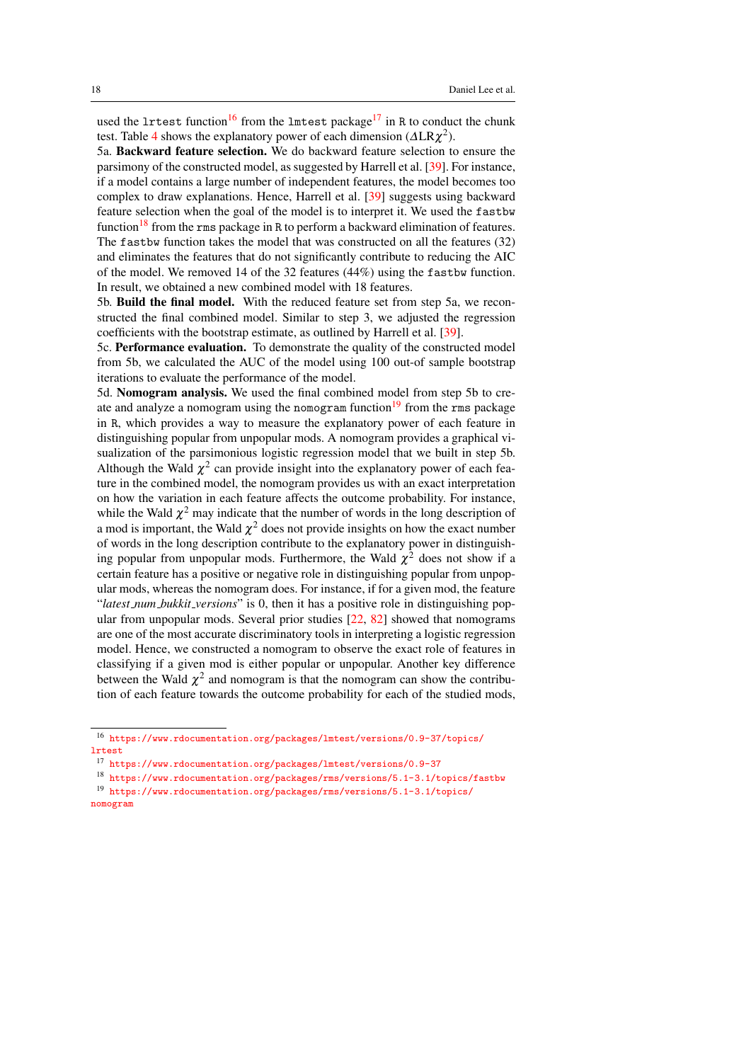used the `lrtest` function[16] from the `lmtest` package[17] in `R` to conduct the chunk test. Table 4 shows the explanatory power of each dimension ($\Delta\text{LR}\chi^2$).

5a. **Backward feature selection.** We do backward feature selection to ensure the parsimony of the constructed model, as suggested by Harrell et al. [39]. For instance, if a model contains a large number of independent features, the model becomes too complex to draw explanations. Hence, Harrell et al. [39] suggests using backward feature selection when the goal of the model is to interpret it. We used the `fastbw` function[18] from the `rms` package in `R` to perform a backward elimination of features. The `fastbw` function takes the model that was constructed on all the features (32) and eliminates the features that do not significantly contribute to reducing the AIC of the model. We removed 14 of the 32 features (44%) using the `fastbw` function. In result, we obtained a new combined model with 18 features.

5b. **Build the final model.** With the reduced feature set from step 5a, we reconstructed the final combined model. Similar to step 3, we adjusted the regression coefficients with the bootstrap estimate, as outlined by Harrell et al. [39].

5c. **Performance evaluation.** To demonstrate the quality of the constructed model from 5b, we calculated the AUC of the model using 100 out-of sample bootstrap iterations to evaluate the performance of the model.

5d. **Nomogram analysis.** We used the final combined model from step 5b to create and analyze a nomogram using the `nomogram` function[19] from the `rms` package in `R`, which provides a way to measure the explanatory power of each feature in distinguishing popular from unpopular mods. A nomogram provides a graphical visualization of the parsimonious logistic regression model that we built in step 5b. Although the Wald $\chi^2$ can provide insight into the explanatory power of each feature in the combined model, the nomogram provides us with an exact interpretation on how the variation in each feature affects the outcome probability. For instance, while the Wald $\chi^2$ may indicate that the number of words in the long description of a mod is important, the Wald $\chi^2$ does not provide insights on how the exact number of words in the long description contribute to the explanatory power in distinguishing popular from unpopular mods. Furthermore, the Wald $\chi^2$ does not show if a certain feature has a positive or negative role in distinguishing popular from unpopular mods, whereas the nomogram does. For instance, if for a given mod, the feature "*latest_num_bukkit_versions*" is 0, then it has a positive role in distinguishing popular from unpopular mods. Several prior studies [22, 82] showed that nomograms are one of the most accurate discriminatory tools in interpreting a logistic regression model. Hence, we constructed a nomogram to observe the exact role of features in classifying if a given mod is either popular or unpopular. Another key difference between the Wald $\chi^2$ and nomogram is that the nomogram can show the contribution of each feature towards the outcome probability for each of the studied mods,

---

[16] https://www.rdocumentation.org/packages/lmtest/versions/0.9-37/topics/lrtest

[17] https://www.rdocumentation.org/packages/lmtest/versions/0.9-37

[18] https://www.rdocumentation.org/packages/rms/versions/5.1-3.1/topics/fastbw

[19] https://www.rdocumentation.org/packages/rms/versions/5.1-3.1/topics/nomogram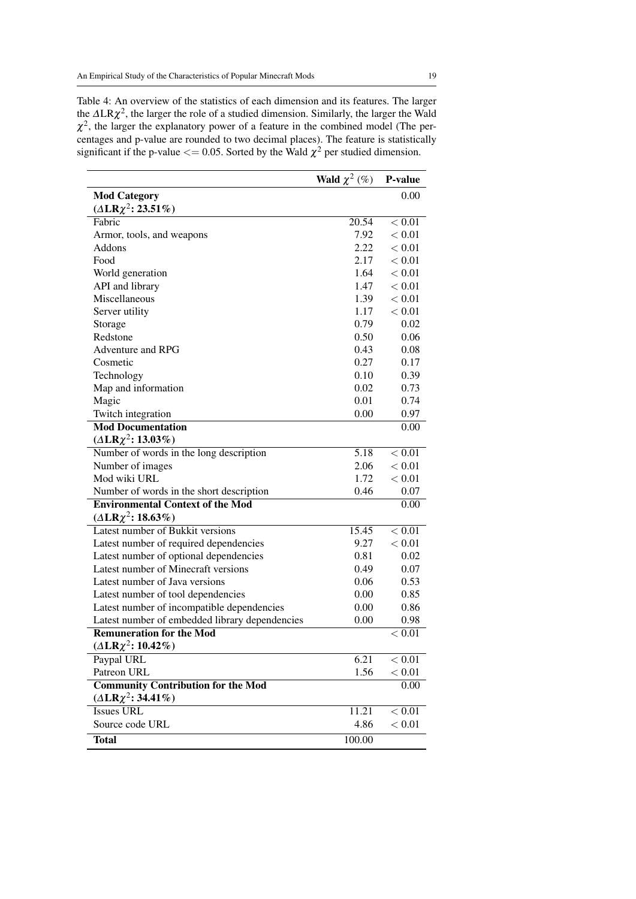Table 4: An overview of the statistics of each dimension and its features. The larger the $\Delta$LR$\chi^2$, the larger the role of a studied dimension. Similarly, the larger the Wald $\chi^2$, the larger the explanatory power of a feature in the combined model (The percentages and p-value are rounded to two decimal places). The feature is statistically significant if the p-value <= 0.05. Sorted by the Wald $\chi^2$ per studied dimension.

| | Wald $\chi^2$ (%) | P-value |
|---|---|---|
| **Mod Category ($\Delta$LR$\chi^2$: 23.51%)** | | 0.00 |
| Fabric | 20.54 | < 0.01 |
| Armor, tools, and weapons | 7.92 | < 0.01 |
| Addons | 2.22 | < 0.01 |
| Food | 2.17 | < 0.01 |
| World generation | 1.64 | < 0.01 |
| API and library | 1.47 | < 0.01 |
| Miscellaneous | 1.39 | < 0.01 |
| Server utility | 1.17 | < 0.01 |
| Storage | 0.79 | 0.02 |
| Redstone | 0.50 | 0.06 |
| Adventure and RPG | 0.43 | 0.08 |
| Cosmetic | 0.27 | 0.17 |
| Technology | 0.10 | 0.39 |
| Map and information | 0.02 | 0.73 |
| Magic | 0.01 | 0.74 |
| Twitch integration | 0.00 | 0.97 |
| **Mod Documentation ($\Delta$LR$\chi^2$: 13.03%)** | | 0.00 |
| Number of words in the long description | 5.18 | < 0.01 |
| Number of images | 2.06 | < 0.01 |
| Mod wiki URL | 1.72 | < 0.01 |
| Number of words in the short description | 0.46 | 0.07 |
| **Environmental Context of the Mod ($\Delta$LR$\chi^2$: 18.63%)** | | 0.00 |
| Latest number of Bukkit versions | 15.45 | < 0.01 |
| Latest number of required dependencies | 9.27 | < 0.01 |
| Latest number of optional dependencies | 0.81 | 0.02 |
| Latest number of Minecraft versions | 0.49 | 0.07 |
| Latest number of Java versions | 0.06 | 0.53 |
| Latest number of tool dependencies | 0.00 | 0.85 |
| Latest number of incompatible dependencies | 0.00 | 0.86 |
| Latest number of embedded library dependencies | 0.00 | 0.98 |
| **Remuneration for the Mod ($\Delta$LR$\chi^2$: 10.42%)** | | < 0.01 |
| Paypal URL | 6.21 | < 0.01 |
| Patreon URL | 1.56 | < 0.01 |
| **Community Contribution for the Mod ($\Delta$LR$\chi^2$: 34.41%)** | | 0.00 |
| Issues URL | 11.21 | < 0.01 |
| Source code URL | 4.86 | < 0.01 |
| **Total** | 100.00 | |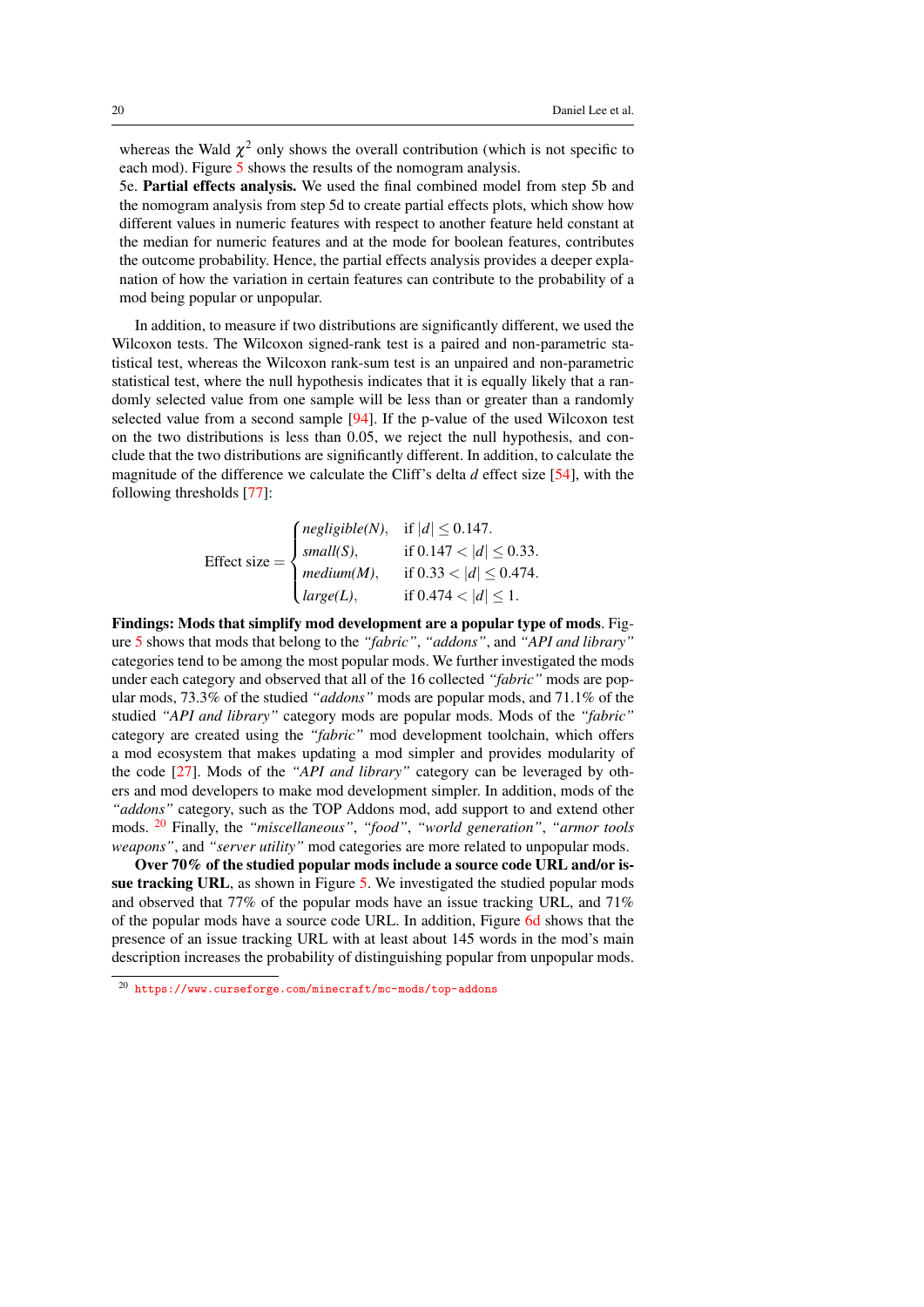whereas the Wald $\chi^2$ only shows the overall contribution (which is not specific to each mod). Figure 5 shows the results of the nomogram analysis.

5e. **Partial effects analysis.** We used the final combined model from step 5b and the nomogram analysis from step 5d to create partial effects plots, which show how different values in numeric features with respect to another feature held constant at the median for numeric features and at the mode for boolean features, contributes the outcome probability. Hence, the partial effects analysis provides a deeper explanation of how the variation in certain features can contribute to the probability of a mod being popular or unpopular.

In addition, to measure if two distributions are significantly different, we used the Wilcoxon tests. The Wilcoxon signed-rank test is a paired and non-parametric statistical test, whereas the Wilcoxon rank-sum test is an unpaired and non-parametric statistical test, where the null hypothesis indicates that it is equally likely that a randomly selected value from one sample will be less than or greater than a randomly selected value from a second sample [94]. If the p-value of the used Wilcoxon test on the two distributions is less than 0.05, we reject the null hypothesis, and conclude that the two distributions are significantly different. In addition, to calculate the magnitude of the difference we calculate the Cliff's delta $d$ effect size [54], with the following thresholds [77]:

$$
\text{Effect size} = \begin{cases} \textit{negligible(N)}, & \text{if } |d| \leq 0.147. \\ \textit{small(S)}, & \text{if } 0.147 < |d| \leq 0.33. \\ \textit{medium(M)}, & \text{if } 0.33 < |d| \leq 0.474. \\ \textit{large(L)}, & \text{if } 0.474 < |d| \leq 1. \end{cases}
$$

**Findings: Mods that simplify mod development are a popular type of mods**. Figure 5 shows that mods that belong to the *"fabric"*, *"addons"*, and *"API and library"* categories tend to be among the most popular mods. We further investigated the mods under each category and observed that all of the 16 collected *"fabric"* mods are popular mods, 73.3% of the studied *"addons"* mods are popular mods, and 71.1% of the studied *"API and library"* category mods are popular mods. Mods of the *"fabric"* category are created using the *"fabric"* mod development toolchain, which offers a mod ecosystem that makes updating a mod simpler and provides modularity of the code [27]. Mods of the *"API and library"* category can be leveraged by others and mod developers to make mod development simpler. In addition, mods of the *"addons"* category, such as the TOP Addons mod, add support to and extend other mods. [20] Finally, the *"miscellaneous"*, *"food"*, *"world generation"*, *"armor tools weapons"*, and *"server utility"* mod categories are more related to unpopular mods.

**Over 70% of the studied popular mods include a source code URL and/or issue tracking URL**, as shown in Figure 5. We investigated the studied popular mods and observed that 77% of the popular mods have an issue tracking URL, and 71% of the popular mods have a source code URL. In addition, Figure 6d shows that the presence of an issue tracking URL with at least about 145 words in the mod's main description increases the probability of distinguishing popular from unpopular mods.

[20] https://www.curseforge.com/minecraft/mc-mods/top-addons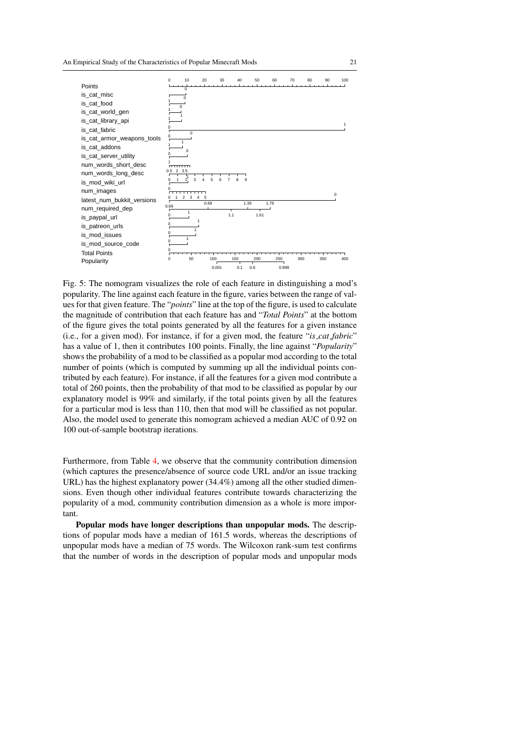Fig. 5: The nomogram visualizes the role of each feature in distinguishing a mod's popularity. The line against each feature in the figure, varies between the range of values for that given feature. The "*points*" line at the top of the figure, is used to calculate the magnitude of contribution that each feature has and "*Total Points*" at the bottom of the figure gives the total points generated by all the features for a given instance (i.e., for a given mod). For instance, if for a given mod, the feature "*is_cat_fabric*" has a value of 1, then it contributes 100 points. Finally, the line against "*Popularity*" shows the probability of a mod to be classified as a popular mod according to the total number of points (which is computed by summing up all the individual points contributed by each feature). For instance, if all the features for a given mod contribute a total of 260 points, then the probability of that mod to be classified as popular by our explanatory model is 99% and similarly, if the total points given by all the features for a particular mod is less than 110, then that mod will be classified as not popular. Also, the model used to generate this nomogram achieved a median AUC of 0.92 on 100 out-of-sample bootstrap iterations.

Furthermore, from Table 4, we observe that the community contribution dimension (which captures the presence/absence of source code URL and/or an issue tracking URL) has the highest explanatory power (34.4%) among all the other studied dimensions. Even though other individual features contribute towards characterizing the popularity of a mod, community contribution dimension as a whole is more important.

**Popular mods have longer descriptions than unpopular mods.** The descriptions of popular mods have a median of 161.5 words, whereas the descriptions of unpopular mods have a median of 75 words. The Wilcoxon rank-sum test confirms that the number of words in the description of popular mods and unpopular mods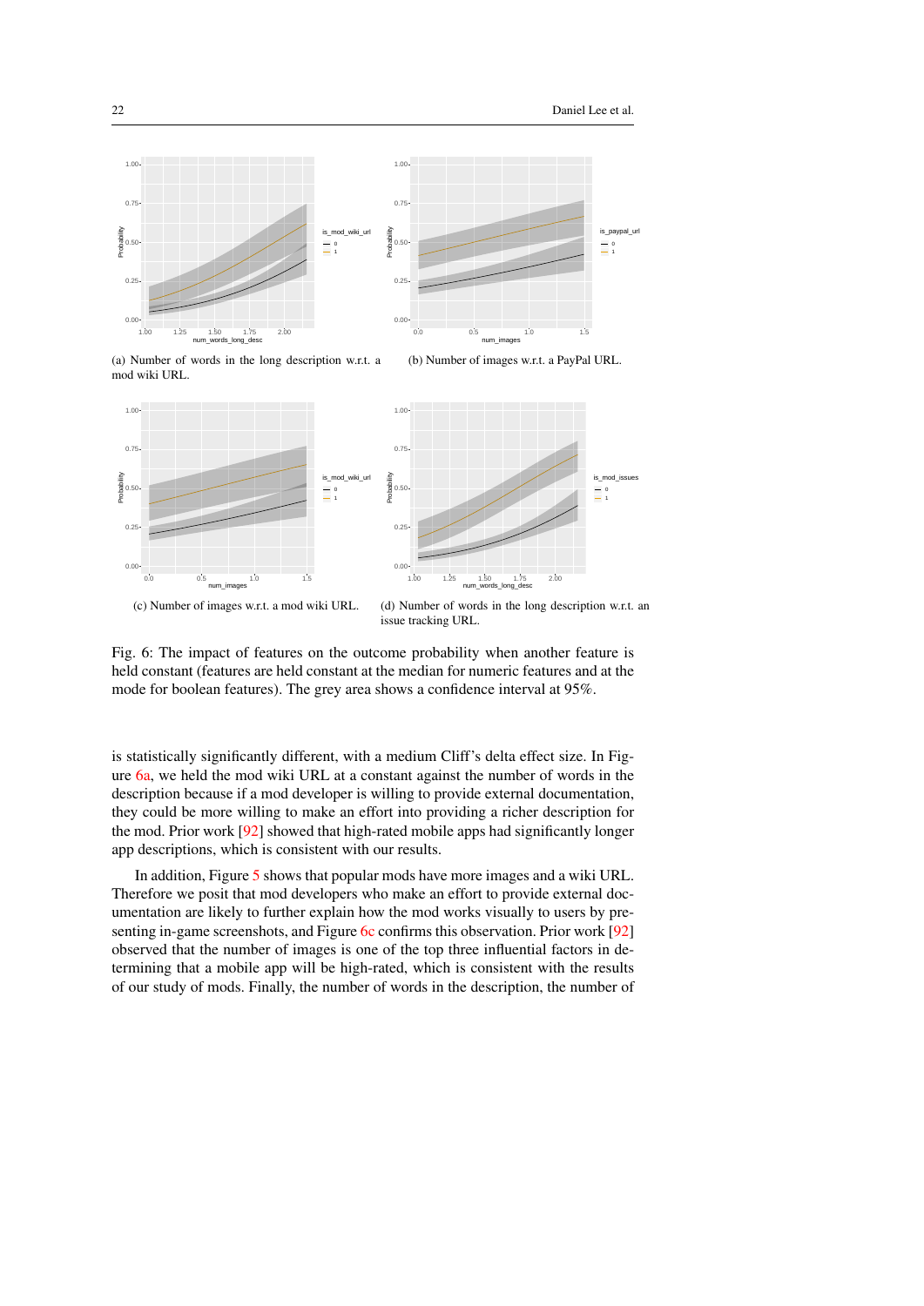(a) Number of words in the long description w.r.t. a mod wiki URL.

(b) Number of images w.r.t. a PayPal URL.

(c) Number of images w.r.t. a mod wiki URL.

(d) Number of words in the long description w.r.t. an issue tracking URL.

Fig. 6: The impact of features on the outcome probability when another feature is held constant (features are held constant at the median for numeric features and at the mode for boolean features). The grey area shows a confidence interval at 95%.

is statistically significantly different, with a medium Cliff's delta effect size. In Figure 6a, we held the mod wiki URL at a constant against the number of words in the description because if a mod developer is willing to provide external documentation, they could be more willing to make an effort into providing a richer description for the mod. Prior work [92] showed that high-rated mobile apps had significantly longer app descriptions, which is consistent with our results.

In addition, Figure 5 shows that popular mods have more images and a wiki URL. Therefore we posit that mod developers who make an effort to provide external documentation are likely to further explain how the mod works visually to users by presenting in-game screenshots, and Figure 6c confirms this observation. Prior work [92] observed that the number of images is one of the top three influential factors in determining that a mobile app will be high-rated, which is consistent with the results of our study of mods. Finally, the number of words in the description, the number of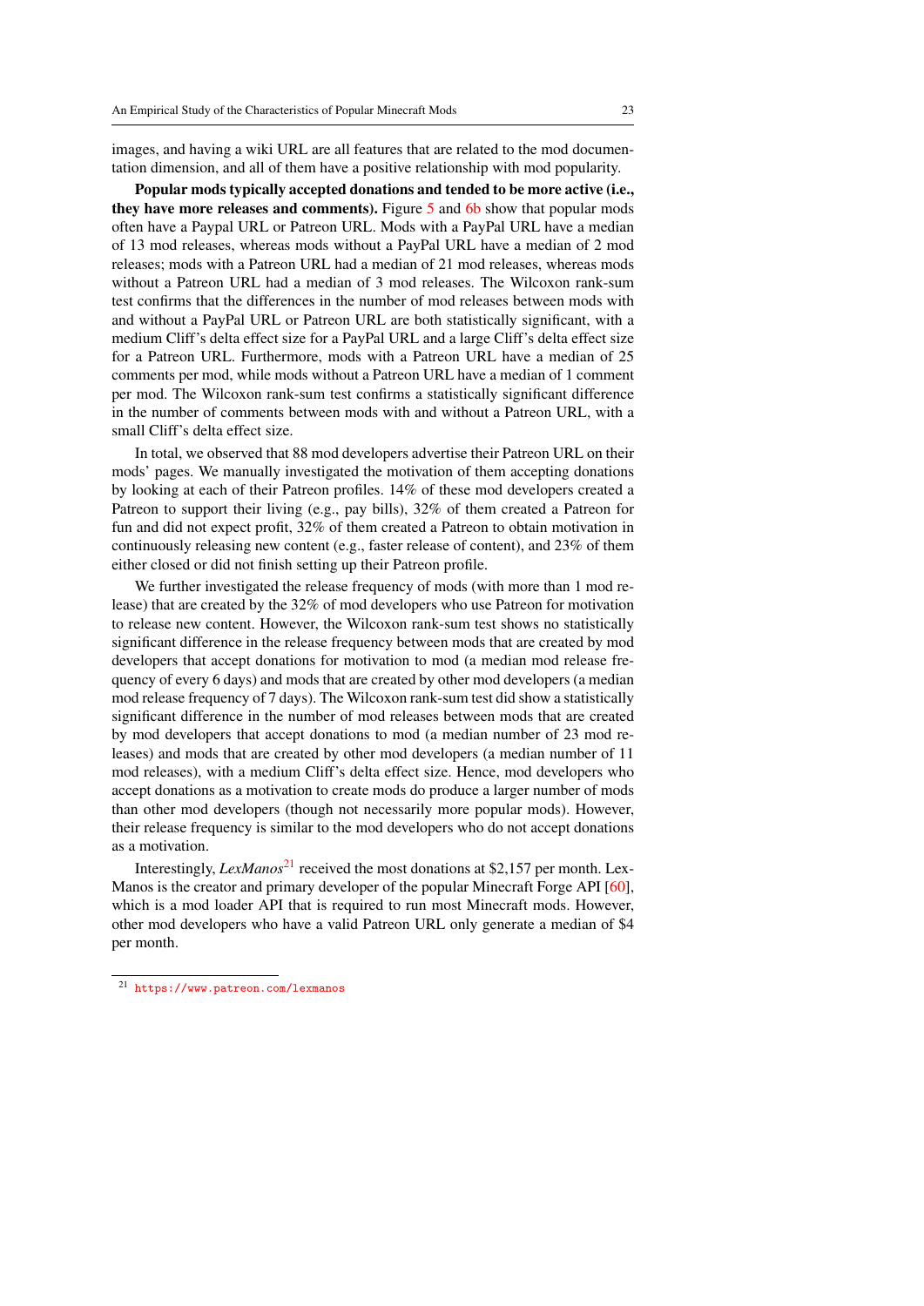images, and having a wiki URL are all features that are related to the mod documentation dimension, and all of them have a positive relationship with mod popularity.

**Popular mods typically accepted donations and tended to be more active (i.e., they have more releases and comments).** Figure 5 and 6b show that popular mods often have a Paypal URL or Patreon URL. Mods with a PayPal URL have a median of 13 mod releases, whereas mods without a PayPal URL have a median of 2 mod releases; mods with a Patreon URL had a median of 21 mod releases, whereas mods without a Patreon URL had a median of 3 mod releases. The Wilcoxon rank-sum test confirms that the differences in the number of mod releases between mods with and without a PayPal URL or Patreon URL are both statistically significant, with a medium Cliff's delta effect size for a PayPal URL and a large Cliff's delta effect size for a Patreon URL. Furthermore, mods with a Patreon URL have a median of 25 comments per mod, while mods without a Patreon URL have a median of 1 comment per mod. The Wilcoxon rank-sum test confirms a statistically significant difference in the number of comments between mods with and without a Patreon URL, with a small Cliff's delta effect size.

In total, we observed that 88 mod developers advertise their Patreon URL on their mods' pages. We manually investigated the motivation of them accepting donations by looking at each of their Patreon profiles. 14% of these mod developers created a Patreon to support their living (e.g., pay bills), 32% of them created a Patreon for fun and did not expect profit, 32% of them created a Patreon to obtain motivation in continuously releasing new content (e.g., faster release of content), and 23% of them either closed or did not finish setting up their Patreon profile.

We further investigated the release frequency of mods (with more than 1 mod release) that are created by the 32% of mod developers who use Patreon for motivation to release new content. However, the Wilcoxon rank-sum test shows no statistically significant difference in the release frequency between mods that are created by mod developers that accept donations for motivation to mod (a median mod release frequency of every 6 days) and mods that are created by other mod developers (a median mod release frequency of 7 days). The Wilcoxon rank-sum test did show a statistically significant difference in the number of mod releases between mods that are created by mod developers that accept donations to mod (a median number of 23 mod releases) and mods that are created by other mod developers (a median number of 11 mod releases), with a medium Cliff's delta effect size. Hence, mod developers who accept donations as a motivation to create mods do produce a larger number of mods than other mod developers (though not necessarily more popular mods). However, their release frequency is similar to the mod developers who do not accept donations as a motivation.

Interestingly, *LexManos*[21] received the most donations at $2,157 per month. LexManos is the creator and primary developer of the popular Minecraft Forge API [60], which is a mod loader API that is required to run most Minecraft mods. However, other mod developers who have a valid Patreon URL only generate a median of $4 per month.

[21] https://www.patreon.com/lexmanos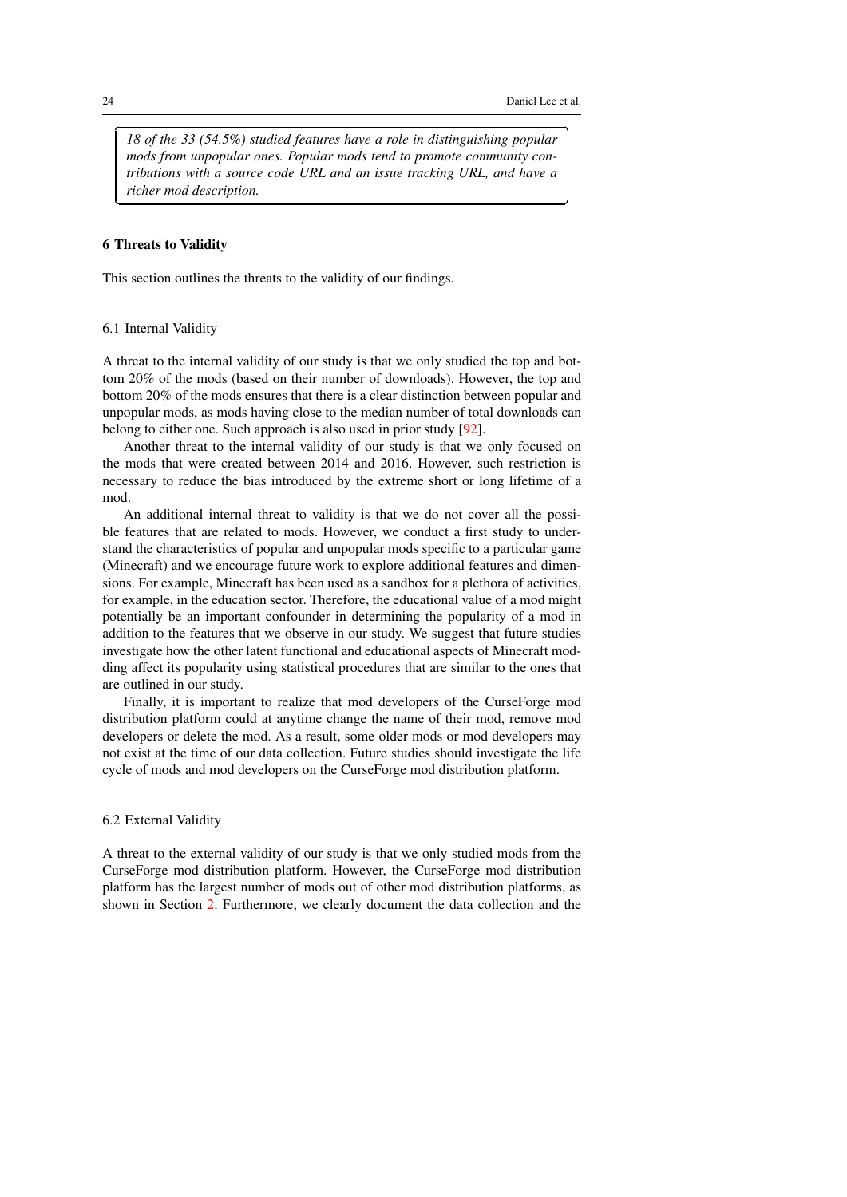*18 of the 33 (54.5%) studied features have a role in distinguishing popular mods from unpopular ones. Popular mods tend to promote community contributions with a source code URL and an issue tracking URL, and have a richer mod description.*

## 6 Threats to Validity

This section outlines the threats to the validity of our findings.

### 6.1 Internal Validity

A threat to the internal validity of our study is that we only studied the top and bottom 20% of the mods (based on their number of downloads). However, the top and bottom 20% of the mods ensures that there is a clear distinction between popular and unpopular mods, as mods having close to the median number of total downloads can belong to either one. Such approach is also used in prior study [92].

Another threat to the internal validity of our study is that we only focused on the mods that were created between 2014 and 2016. However, such restriction is necessary to reduce the bias introduced by the extreme short or long lifetime of a mod.

An additional internal threat to validity is that we do not cover all the possible features that are related to mods. However, we conduct a first study to understand the characteristics of popular and unpopular mods specific to a particular game (Minecraft) and we encourage future work to explore additional features and dimensions. For example, Minecraft has been used as a sandbox for a plethora of activities, for example, in the education sector. Therefore, the educational value of a mod might potentially be an important confounder in determining the popularity of a mod in addition to the features that we observe in our study. We suggest that future studies investigate how the other latent functional and educational aspects of Minecraft modding affect its popularity using statistical procedures that are similar to the ones that are outlined in our study.

Finally, it is important to realize that mod developers of the CurseForge mod distribution platform could at anytime change the name of their mod, remove mod developers or delete the mod. As a result, some older mods or mod developers may not exist at the time of our data collection. Future studies should investigate the life cycle of mods and mod developers on the CurseForge mod distribution platform.

### 6.2 External Validity

A threat to the external validity of our study is that we only studied mods from the CurseForge mod distribution platform. However, the CurseForge mod distribution platform has the largest number of mods out of other mod distribution platforms, as shown in Section 2. Furthermore, we clearly document the data collection and the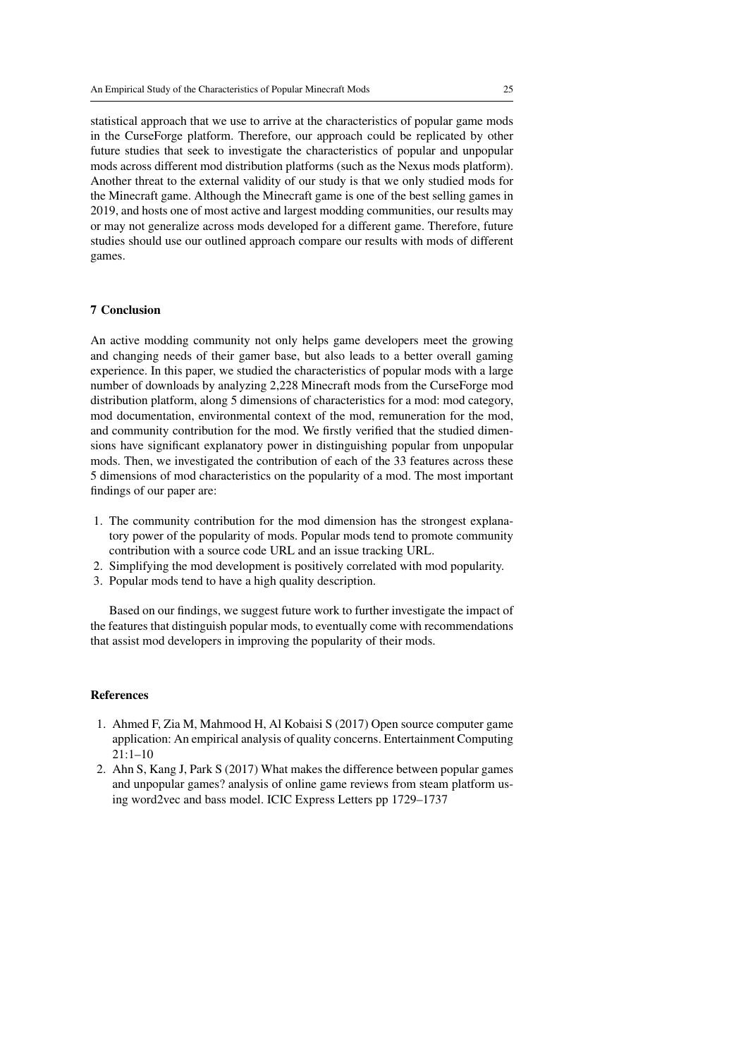statistical approach that we use to arrive at the characteristics of popular game mods in the CurseForge platform. Therefore, our approach could be replicated by other future studies that seek to investigate the characteristics of popular and unpopular mods across different mod distribution platforms (such as the Nexus mods platform). Another threat to the external validity of our study is that we only studied mods for the Minecraft game. Although the Minecraft game is one of the best selling games in 2019, and hosts one of most active and largest modding communities, our results may or may not generalize across mods developed for a different game. Therefore, future studies should use our outlined approach compare our results with mods of different games.

## 7 Conclusion

An active modding community not only helps game developers meet the growing and changing needs of their gamer base, but also leads to a better overall gaming experience. In this paper, we studied the characteristics of popular mods with a large number of downloads by analyzing 2,228 Minecraft mods from the CurseForge mod distribution platform, along 5 dimensions of characteristics for a mod: mod category, mod documentation, environmental context of the mod, remuneration for the mod, and community contribution for the mod. We firstly verified that the studied dimensions have significant explanatory power in distinguishing popular from unpopular mods. Then, we investigated the contribution of each of the 33 features across these 5 dimensions of mod characteristics on the popularity of a mod. The most important findings of our paper are:

1. The community contribution for the mod dimension has the strongest explanatory power of the popularity of mods. Popular mods tend to promote community contribution with a source code URL and an issue tracking URL.
2. Simplifying the mod development is positively correlated with mod popularity.
3. Popular mods tend to have a high quality description.

Based on our findings, we suggest future work to further investigate the impact of the features that distinguish popular mods, to eventually come with recommendations that assist mod developers in improving the popularity of their mods.

## References

1. Ahmed F, Zia M, Mahmood H, Al Kobaisi S (2017) Open source computer game application: An empirical analysis of quality concerns. Entertainment Computing 21:1–10
2. Ahn S, Kang J, Park S (2017) What makes the difference between popular games and unpopular games? analysis of online game reviews from steam platform using word2vec and bass model. ICIC Express Letters pp 1729–1737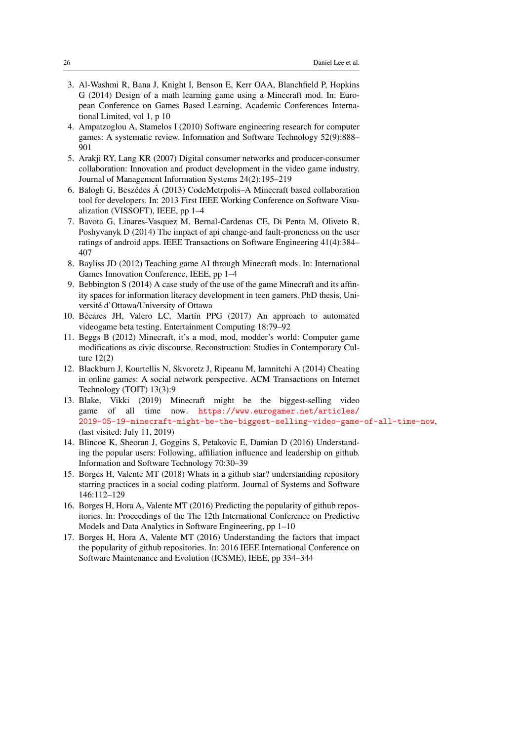3. Al-Washmi R, Bana J, Knight I, Benson E, Kerr OAA, Blanchfield P, Hopkins G (2014) Design of a math learning game using a Minecraft mod. In: European Conference on Games Based Learning, Academic Conferences International Limited, vol 1, p 10
4. Ampatzoglou A, Stamelos I (2010) Software engineering research for computer games: A systematic review. Information and Software Technology 52(9):888–901
5. Arakji RY, Lang KR (2007) Digital consumer networks and producer-consumer collaboration: Innovation and product development in the video game industry. Journal of Management Information Systems 24(2):195–219
6. Balogh G, Beszédes Á (2013) CodeMetrpolis–A Minecraft based collaboration tool for developers. In: 2013 First IEEE Working Conference on Software Visualization (VISSOFT), IEEE, pp 1–4
7. Bavota G, Linares-Vasquez M, Bernal-Cardenas CE, Di Penta M, Oliveto R, Poshyvanyk D (2014) The impact of api change-and fault-proneness on the user ratings of android apps. IEEE Transactions on Software Engineering 41(4):384–407
8. Bayliss JD (2012) Teaching game AI through Minecraft mods. In: International Games Innovation Conference, IEEE, pp 1–4
9. Bebbington S (2014) A case study of the use of the game Minecraft and its affinity spaces for information literacy development in teen gamers. PhD thesis, Université d'Ottawa/University of Ottawa
10. Bécares JH, Valero LC, Martín PPG (2017) An approach to automated videogame beta testing. Entertainment Computing 18:79–92
11. Beggs B (2012) Minecraft, it's a mod, mod, modder's world: Computer game modifications as civic discourse. Reconstruction: Studies in Contemporary Culture 12(2)
12. Blackburn J, Kourtellis N, Skvoretz J, Ripeanu M, Iamnitchi A (2014) Cheating in online games: A social network perspective. ACM Transactions on Internet Technology (TOIT) 13(3):9
13. Blake, Vikki (2019) Minecraft might be the biggest-selling video game of all time now. https://www.eurogamer.net/articles/2019-05-19-minecraft-might-be-the-biggest-selling-video-game-of-all-time-now, (last visited: July 11, 2019)
14. Blincoe K, Sheoran J, Goggins S, Petakovic E, Damian D (2016) Understanding the popular users: Following, affiliation influence and leadership on github. Information and Software Technology 70:30–39
15. Borges H, Valente MT (2018) Whats in a github star? understanding repository starring practices in a social coding platform. Journal of Systems and Software 146:112–129
16. Borges H, Hora A, Valente MT (2016) Predicting the popularity of github repositories. In: Proceedings of the The 12th International Conference on Predictive Models and Data Analytics in Software Engineering, pp 1–10
17. Borges H, Hora A, Valente MT (2016) Understanding the factors that impact the popularity of github repositories. In: 2016 IEEE International Conference on Software Maintenance and Evolution (ICSME), IEEE, pp 334–344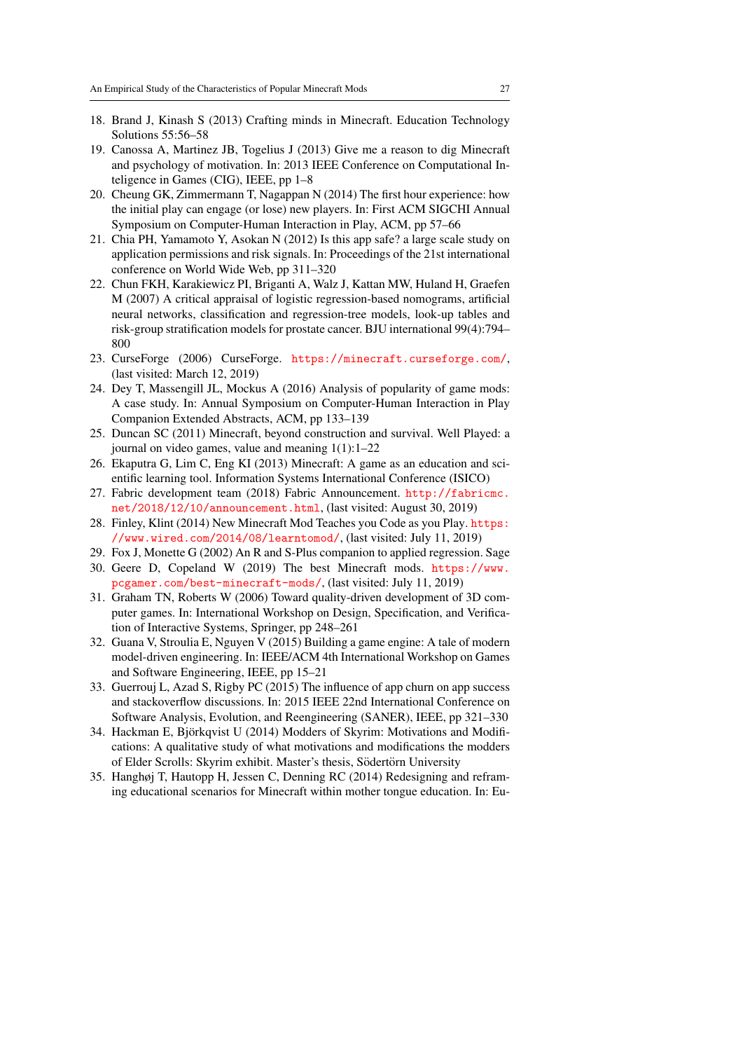18. Brand J, Kinash S (2013) Crafting minds in Minecraft. Education Technology Solutions 55:56–58
19. Canossa A, Martinez JB, Togelius J (2013) Give me a reason to dig Minecraft and psychology of motivation. In: 2013 IEEE Conference on Computational Inteligence in Games (CIG), IEEE, pp 1–8
20. Cheung GK, Zimmermann T, Nagappan N (2014) The first hour experience: how the initial play can engage (or lose) new players. In: First ACM SIGCHI Annual Symposium on Computer-Human Interaction in Play, ACM, pp 57–66
21. Chia PH, Yamamoto Y, Asokan N (2012) Is this app safe? a large scale study on application permissions and risk signals. In: Proceedings of the 21st international conference on World Wide Web, pp 311–320
22. Chun FKH, Karakiewicz PI, Briganti A, Walz J, Kattan MW, Huland H, Graefen M (2007) A critical appraisal of logistic regression-based nomograms, artificial neural networks, classification and regression-tree models, look-up tables and risk-group stratification models for prostate cancer. BJU international 99(4):794–800
23. CurseForge (2006) CurseForge. https://minecraft.curseforge.com/, (last visited: March 12, 2019)
24. Dey T, Massengill JL, Mockus A (2016) Analysis of popularity of game mods: A case study. In: Annual Symposium on Computer-Human Interaction in Play Companion Extended Abstracts, ACM, pp 133–139
25. Duncan SC (2011) Minecraft, beyond construction and survival. Well Played: a journal on video games, value and meaning 1(1):1–22
26. Ekaputra G, Lim C, Eng KI (2013) Minecraft: A game as an education and scientific learning tool. Information Systems International Conference (ISICO)
27. Fabric development team (2018) Fabric Announcement. http://fabricmc.net/2018/12/10/announcement.html, (last visited: August 30, 2019)
28. Finley, Klint (2014) New Minecraft Mod Teaches you Code as you Play. https://www.wired.com/2014/08/learntomod/, (last visited: July 11, 2019)
29. Fox J, Monette G (2002) An R and S-Plus companion to applied regression. Sage
30. Geere D, Copeland W (2019) The best Minecraft mods. https://www.pcgamer.com/best-minecraft-mods/, (last visited: July 11, 2019)
31. Graham TN, Roberts W (2006) Toward quality-driven development of 3D computer games. In: International Workshop on Design, Specification, and Verification of Interactive Systems, Springer, pp 248–261
32. Guana V, Stroulia E, Nguyen V (2015) Building a game engine: A tale of modern model-driven engineering. In: IEEE/ACM 4th International Workshop on Games and Software Engineering, IEEE, pp 15–21
33. Guerrouj L, Azad S, Rigby PC (2015) The influence of app churn on app success and stackoverflow discussions. In: 2015 IEEE 22nd International Conference on Software Analysis, Evolution, and Reengineering (SANER), IEEE, pp 321–330
34. Hackman E, Björkqvist U (2014) Modders of Skyrim: Motivations and Modifications: A qualitative study of what motivations and modifications the modders of Elder Scrolls: Skyrim exhibit. Master's thesis, Södertörn University
35. Hanghøj T, Hautopp H, Jessen C, Denning RC (2014) Redesigning and reframing educational scenarios for Minecraft within mother tongue education. In: Eu-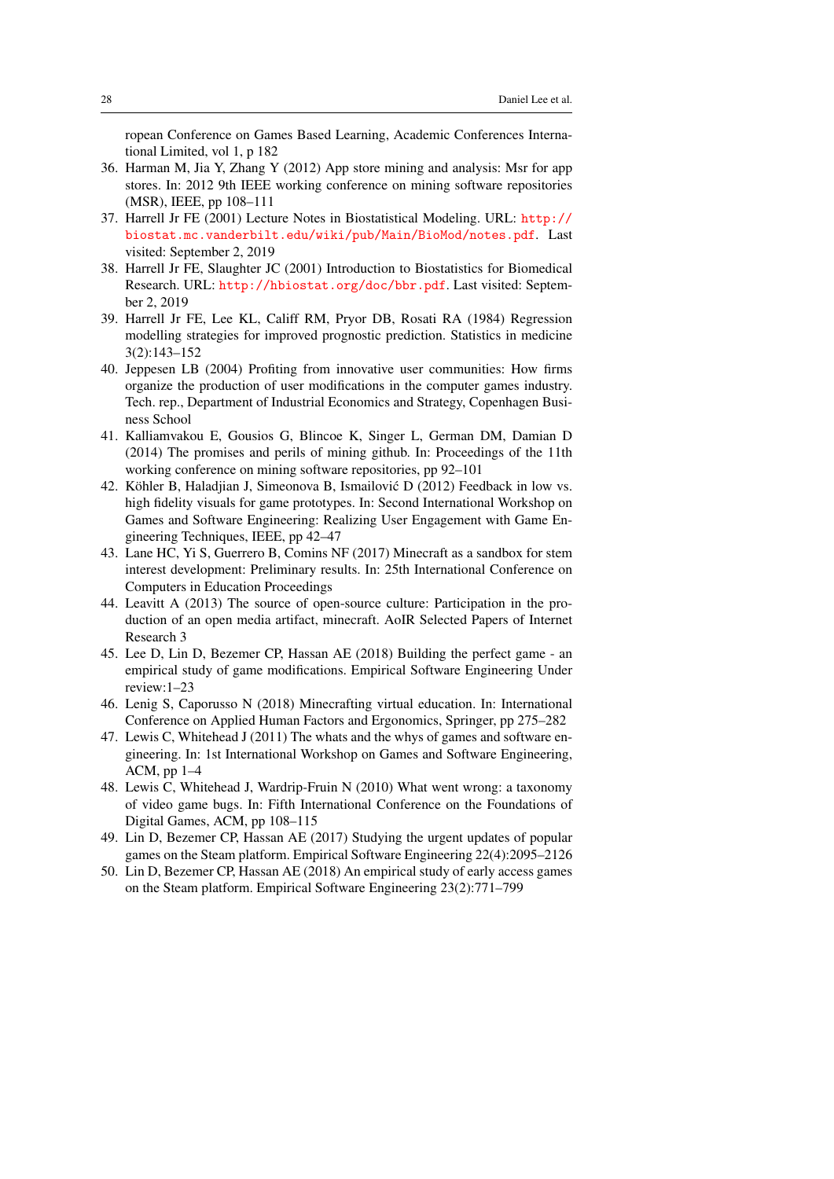ropean Conference on Games Based Learning, Academic Conferences International Limited, vol 1, p 182

36. Harman M, Jia Y, Zhang Y (2012) App store mining and analysis: Msr for app stores. In: 2012 9th IEEE working conference on mining software repositories (MSR), IEEE, pp 108–111
37. Harrell Jr FE (2001) Lecture Notes in Biostatistical Modeling. URL: http://biostat.mc.vanderbilt.edu/wiki/pub/Main/BioMod/notes.pdf. Last visited: September 2, 2019
38. Harrell Jr FE, Slaughter JC (2001) Introduction to Biostatistics for Biomedical Research. URL: http://hbiostat.org/doc/bbr.pdf. Last visited: September 2, 2019
39. Harrell Jr FE, Lee KL, Califf RM, Pryor DB, Rosati RA (1984) Regression modelling strategies for improved prognostic prediction. Statistics in medicine 3(2):143–152
40. Jeppesen LB (2004) Profiting from innovative user communities: How firms organize the production of user modifications in the computer games industry. Tech. rep., Department of Industrial Economics and Strategy, Copenhagen Business School
41. Kalliamvakou E, Gousios G, Blincoe K, Singer L, German DM, Damian D (2014) The promises and perils of mining github. In: Proceedings of the 11th working conference on mining software repositories, pp 92–101
42. Köhler B, Haladjian J, Simeonova B, Ismailović D (2012) Feedback in low vs. high fidelity visuals for game prototypes. In: Second International Workshop on Games and Software Engineering: Realizing User Engagement with Game Engineering Techniques, IEEE, pp 42–47
43. Lane HC, Yi S, Guerrero B, Comins NF (2017) Minecraft as a sandbox for stem interest development: Preliminary results. In: 25th International Conference on Computers in Education Proceedings
44. Leavitt A (2013) The source of open-source culture: Participation in the production of an open media artifact, minecraft. AoIR Selected Papers of Internet Research 3
45. Lee D, Lin D, Bezemer CP, Hassan AE (2018) Building the perfect game - an empirical study of game modifications. Empirical Software Engineering Under review:1–23
46. Lenig S, Caporusso N (2018) Minecrafting virtual education. In: International Conference on Applied Human Factors and Ergonomics, Springer, pp 275–282
47. Lewis C, Whitehead J (2011) The whats and the whys of games and software engineering. In: 1st International Workshop on Games and Software Engineering, ACM, pp 1–4
48. Lewis C, Whitehead J, Wardrip-Fruin N (2010) What went wrong: a taxonomy of video game bugs. In: Fifth International Conference on the Foundations of Digital Games, ACM, pp 108–115
49. Lin D, Bezemer CP, Hassan AE (2017) Studying the urgent updates of popular games on the Steam platform. Empirical Software Engineering 22(4):2095–2126
50. Lin D, Bezemer CP, Hassan AE (2018) An empirical study of early access games on the Steam platform. Empirical Software Engineering 23(2):771–799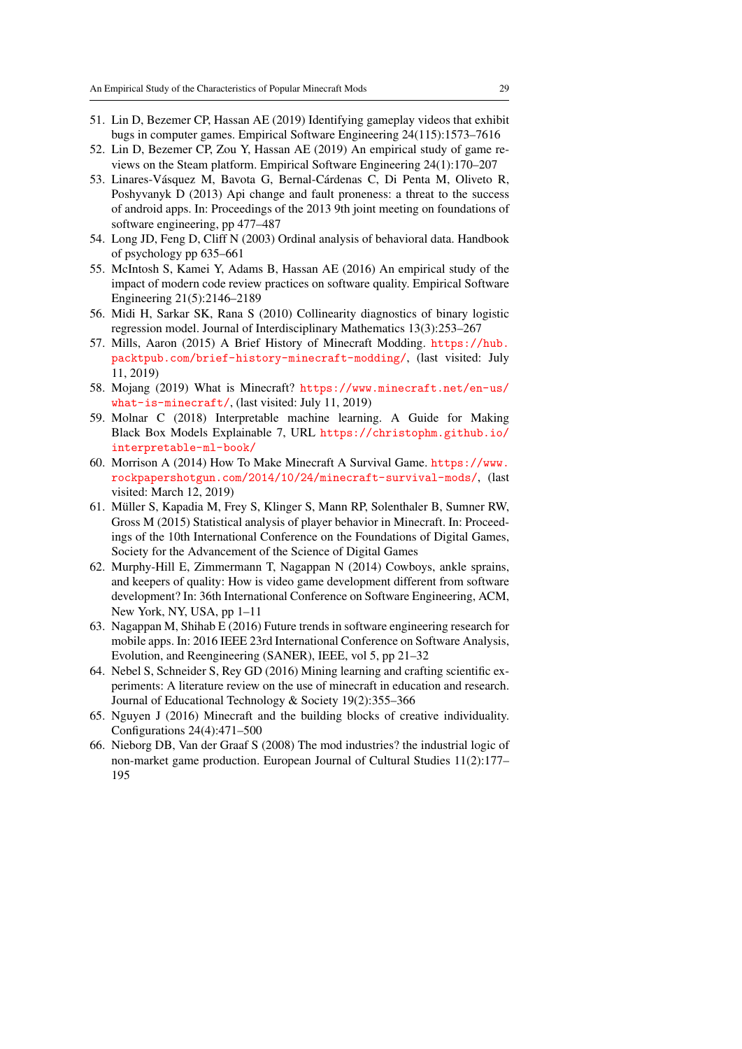51. Lin D, Bezemer CP, Hassan AE (2019) Identifying gameplay videos that exhibit bugs in computer games. Empirical Software Engineering 24(115):1573–7616
52. Lin D, Bezemer CP, Zou Y, Hassan AE (2019) An empirical study of game reviews on the Steam platform. Empirical Software Engineering 24(1):170–207
53. Linares-Vásquez M, Bavota G, Bernal-Cárdenas C, Di Penta M, Oliveto R, Poshyvanyk D (2013) Api change and fault proneness: a threat to the success of android apps. In: Proceedings of the 2013 9th joint meeting on foundations of software engineering, pp 477–487
54. Long JD, Feng D, Cliff N (2003) Ordinal analysis of behavioral data. Handbook of psychology pp 635–661
55. McIntosh S, Kamei Y, Adams B, Hassan AE (2016) An empirical study of the impact of modern code review practices on software quality. Empirical Software Engineering 21(5):2146–2189
56. Midi H, Sarkar SK, Rana S (2010) Collinearity diagnostics of binary logistic regression model. Journal of Interdisciplinary Mathematics 13(3):253–267
57. Mills, Aaron (2015) A Brief History of Minecraft Modding. https://hub.packtpub.com/brief-history-minecraft-modding/, (last visited: July 11, 2019)
58. Mojang (2019) What is Minecraft? https://www.minecraft.net/en-us/what-is-minecraft/, (last visited: July 11, 2019)
59. Molnar C (2018) Interpretable machine learning. A Guide for Making Black Box Models Explainable 7, URL https://christophm.github.io/interpretable-ml-book/
60. Morrison A (2014) How To Make Minecraft A Survival Game. https://www.rockpapershotgun.com/2014/10/24/minecraft-survival-mods/, (last visited: March 12, 2019)
61. Müller S, Kapadia M, Frey S, Klinger S, Mann RP, Solenthaler B, Sumner RW, Gross M (2015) Statistical analysis of player behavior in Minecraft. In: Proceedings of the 10th International Conference on the Foundations of Digital Games, Society for the Advancement of the Science of Digital Games
62. Murphy-Hill E, Zimmermann T, Nagappan N (2014) Cowboys, ankle sprains, and keepers of quality: How is video game development different from software development? In: 36th International Conference on Software Engineering, ACM, New York, NY, USA, pp 1–11
63. Nagappan M, Shihab E (2016) Future trends in software engineering research for mobile apps. In: 2016 IEEE 23rd International Conference on Software Analysis, Evolution, and Reengineering (SANER), IEEE, vol 5, pp 21–32
64. Nebel S, Schneider S, Rey GD (2016) Mining learning and crafting scientific experiments: A literature review on the use of minecraft in education and research. Journal of Educational Technology & Society 19(2):355–366
65. Nguyen J (2016) Minecraft and the building blocks of creative individuality. Configurations 24(4):471–500
66. Nieborg DB, Van der Graaf S (2008) The mod industries? the industrial logic of non-market game production. European Journal of Cultural Studies 11(2):177–195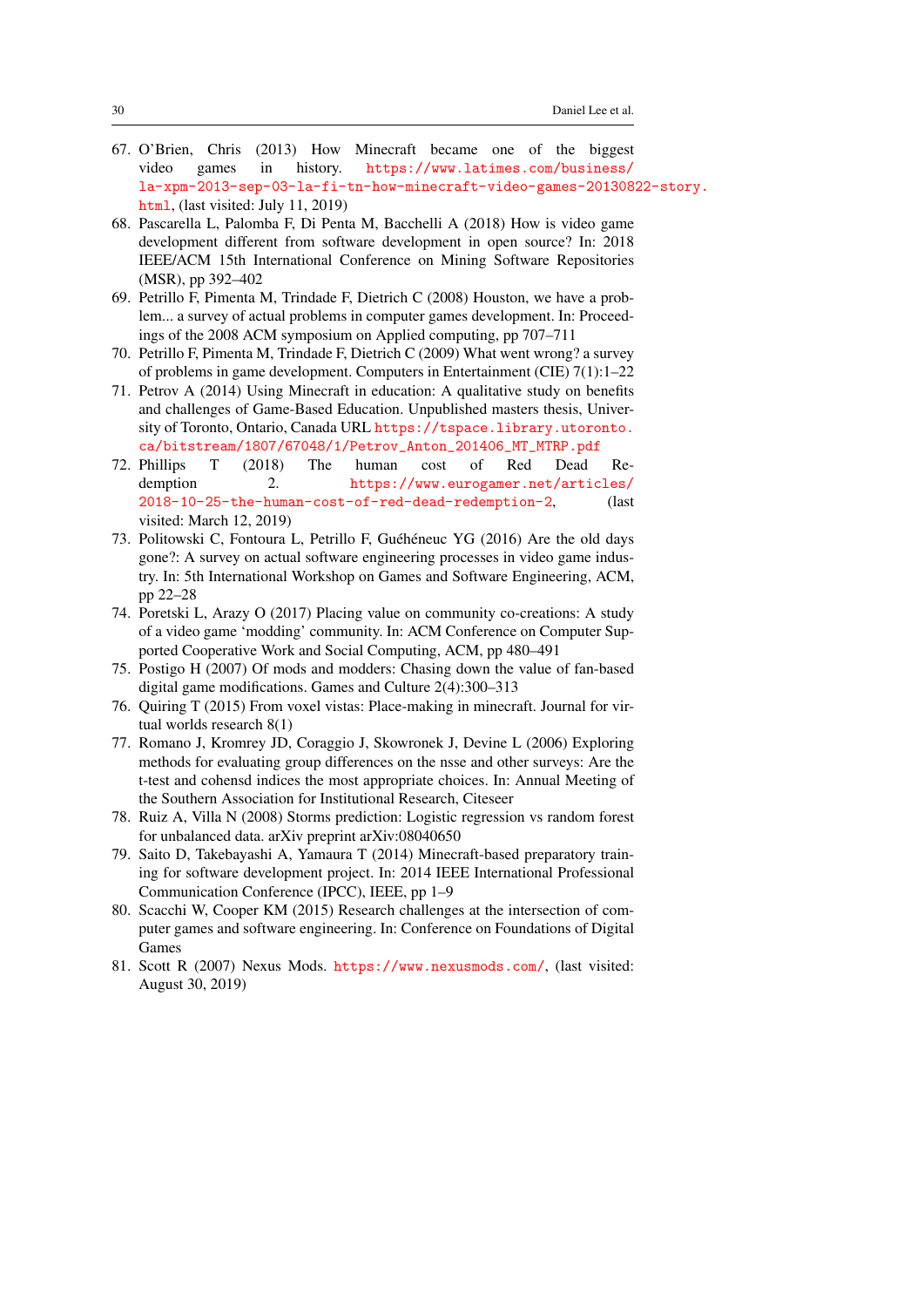67. O'Brien, Chris (2013) How Minecraft became one of the biggest video games in history. https://www.latimes.com/business/la-xpm-2013-sep-03-la-fi-tn-how-minecraft-video-games-20130822-story.html, (last visited: July 11, 2019)
68. Pascarella L, Palomba F, Di Penta M, Bacchelli A (2018) How is video game development different from software development in open source? In: 2018 IEEE/ACM 15th International Conference on Mining Software Repositories (MSR), pp 392–402
69. Petrillo F, Pimenta M, Trindade F, Dietrich C (2008) Houston, we have a problem... a survey of actual problems in computer games development. In: Proceedings of the 2008 ACM symposium on Applied computing, pp 707–711
70. Petrillo F, Pimenta M, Trindade F, Dietrich C (2009) What went wrong? a survey of problems in game development. Computers in Entertainment (CIE) 7(1):1–22
71. Petrov A (2014) Using Minecraft in education: A qualitative study on benefits and challenges of Game-Based Education. Unpublished masters thesis, University of Toronto, Ontario, Canada URL https://tspace.library.utoronto.ca/bitstream/1807/67048/1/Petrov_Anton_201406_MT_MTRP.pdf
72. Phillips T (2018) The human cost of Red Dead Redemption 2. https://www.eurogamer.net/articles/2018-10-25-the-human-cost-of-red-dead-redemption-2, (last visited: March 12, 2019)
73. Politowski C, Fontoura L, Petrillo F, Guéhéneuc YG (2016) Are the old days gone?: A survey on actual software engineering processes in video game industry. In: 5th International Workshop on Games and Software Engineering, ACM, pp 22–28
74. Poretski L, Arazy O (2017) Placing value on community co-creations: A study of a video game 'modding' community. In: ACM Conference on Computer Supported Cooperative Work and Social Computing, ACM, pp 480–491
75. Postigo H (2007) Of mods and modders: Chasing down the value of fan-based digital game modifications. Games and Culture 2(4):300–313
76. Quiring T (2015) From voxel vistas: Place-making in minecraft. Journal for virtual worlds research 8(1)
77. Romano J, Kromrey JD, Coraggio J, Skowronek J, Devine L (2006) Exploring methods for evaluating group differences on the nsse and other surveys: Are the t-test and cohensd indices the most appropriate choices. In: Annual Meeting of the Southern Association for Institutional Research, Citeseer
78. Ruiz A, Villa N (2008) Storms prediction: Logistic regression vs random forest for unbalanced data. arXiv preprint arXiv:08040650
79. Saito D, Takebayashi A, Yamaura T (2014) Minecraft-based preparatory training for software development project. In: 2014 IEEE International Professional Communication Conference (IPCC), IEEE, pp 1–9
80. Scacchi W, Cooper KM (2015) Research challenges at the intersection of computer games and software engineering. In: Conference on Foundations of Digital Games
81. Scott R (2007) Nexus Mods. https://www.nexusmods.com/, (last visited: August 30, 2019)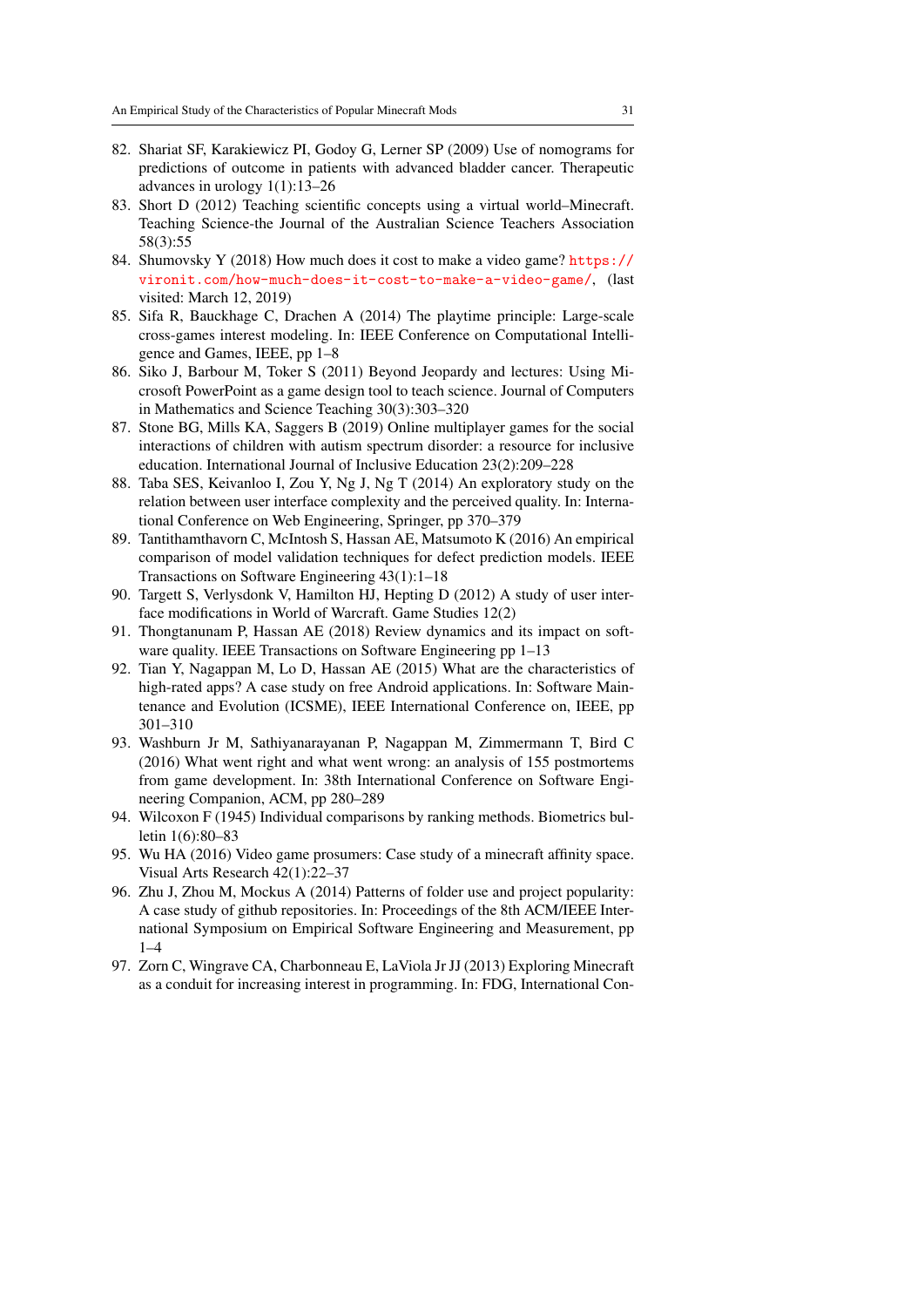82. Shariat SF, Karakiewicz PI, Godoy G, Lerner SP (2009) Use of nomograms for predictions of outcome in patients with advanced bladder cancer. Therapeutic advances in urology 1(1):13–26
83. Short D (2012) Teaching scientific concepts using a virtual world–Minecraft. Teaching Science-the Journal of the Australian Science Teachers Association 58(3):55
84. Shumovsky Y (2018) How much does it cost to make a video game? https://vironit.com/how-much-does-it-cost-to-make-a-video-game/, (last visited: March 12, 2019)
85. Sifa R, Bauckhage C, Drachen A (2014) The playtime principle: Large-scale cross-games interest modeling. In: IEEE Conference on Computational Intelligence and Games, IEEE, pp 1–8
86. Siko J, Barbour M, Toker S (2011) Beyond Jeopardy and lectures: Using Microsoft PowerPoint as a game design tool to teach science. Journal of Computers in Mathematics and Science Teaching 30(3):303–320
87. Stone BG, Mills KA, Saggers B (2019) Online multiplayer games for the social interactions of children with autism spectrum disorder: a resource for inclusive education. International Journal of Inclusive Education 23(2):209–228
88. Taba SES, Keivanloo I, Zou Y, Ng J, Ng T (2014) An exploratory study on the relation between user interface complexity and the perceived quality. In: International Conference on Web Engineering, Springer, pp 370–379
89. Tantithamthavorn C, McIntosh S, Hassan AE, Matsumoto K (2016) An empirical comparison of model validation techniques for defect prediction models. IEEE Transactions on Software Engineering 43(1):1–18
90. Targett S, Verlysdonk V, Hamilton HJ, Hepting D (2012) A study of user interface modifications in World of Warcraft. Game Studies 12(2)
91. Thongtanunam P, Hassan AE (2018) Review dynamics and its impact on software quality. IEEE Transactions on Software Engineering pp 1–13
92. Tian Y, Nagappan M, Lo D, Hassan AE (2015) What are the characteristics of high-rated apps? A case study on free Android applications. In: Software Maintenance and Evolution (ICSME), IEEE International Conference on, IEEE, pp 301–310
93. Washburn Jr M, Sathiyanarayanan P, Nagappan M, Zimmermann T, Bird C (2016) What went right and what went wrong: an analysis of 155 postmortems from game development. In: 38th International Conference on Software Engineering Companion, ACM, pp 280–289
94. Wilcoxon F (1945) Individual comparisons by ranking methods. Biometrics bulletin 1(6):80–83
95. Wu HA (2016) Video game prosumers: Case study of a minecraft affinity space. Visual Arts Research 42(1):22–37
96. Zhu J, Zhou M, Mockus A (2014) Patterns of folder use and project popularity: A case study of github repositories. In: Proceedings of the 8th ACM/IEEE International Symposium on Empirical Software Engineering and Measurement, pp 1–4
97. Zorn C, Wingrave CA, Charbonneau E, LaViola Jr JJ (2013) Exploring Minecraft as a conduit for increasing interest in programming. In: FDG, International Con-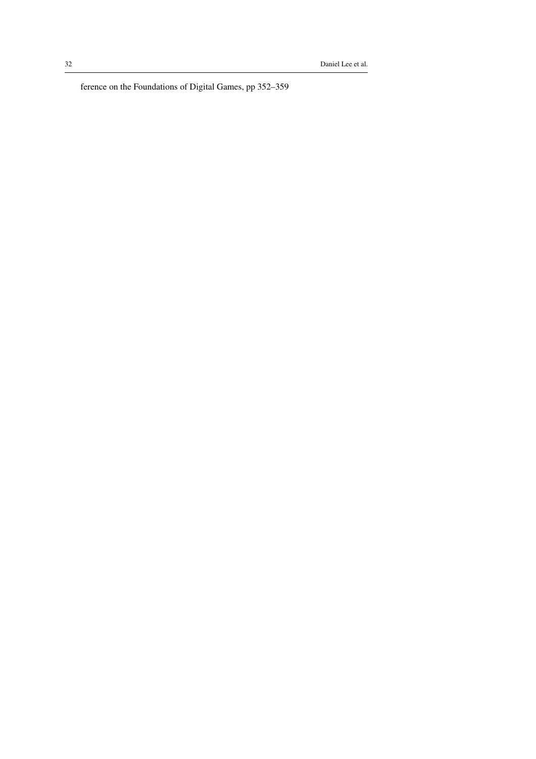ference on the Foundations of Digital Games, pp 352–359